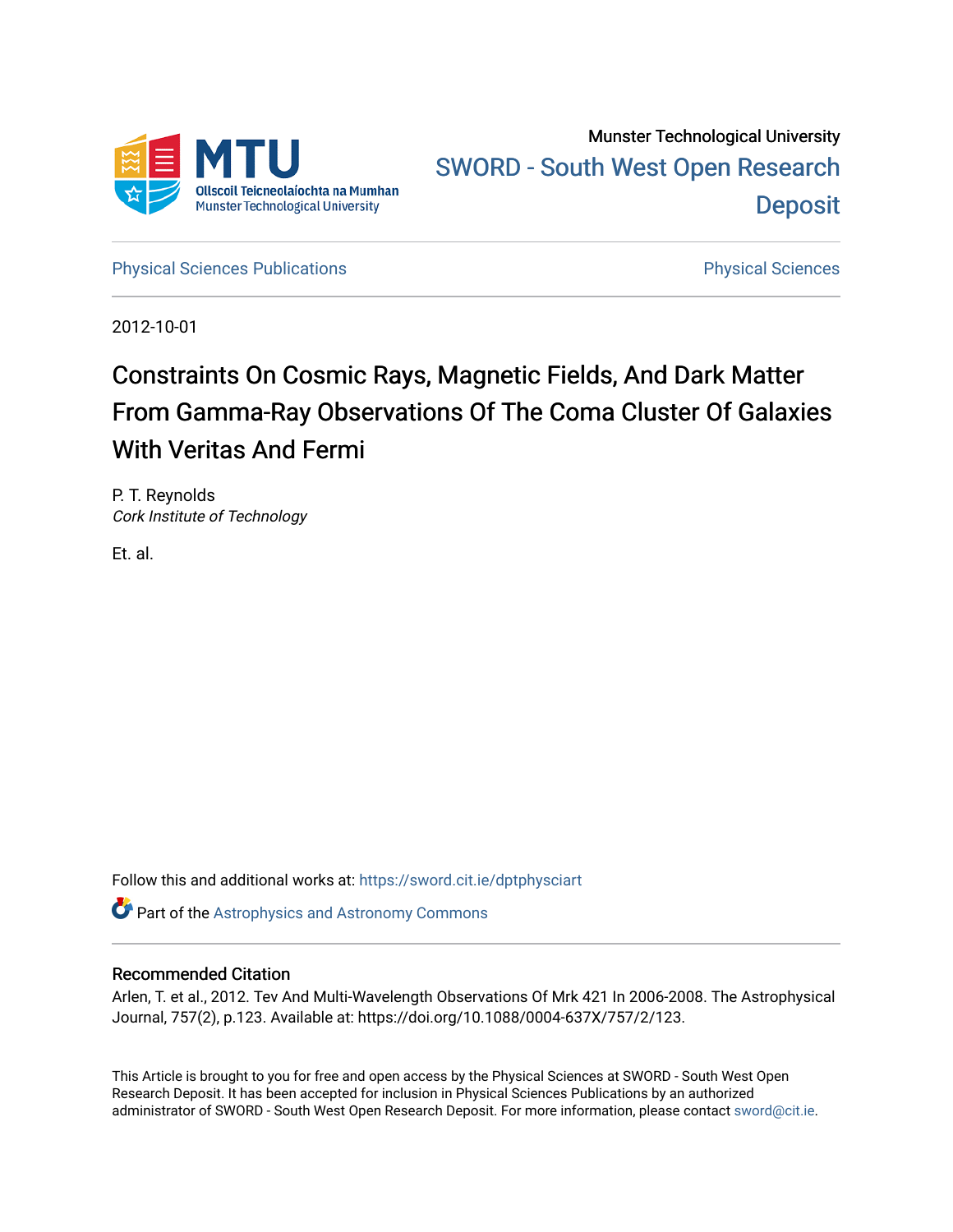Munster Technological University

SWORD - South West Open Research Deposit

Physical Sciences Publications

Physical Sciences

2012-10-01

# Constraints On Cosmic Rays, Magnetic Fields, And Dark Matter From Gamma-Ray Observations Of The Coma Cluster Of Galaxies With Veritas And Fermi

P. T. Reynolds
*Cork Institute of Technology*

Et. al.

Follow this and additional works at: https://sword.cit.ie/dptphysciart

Part of the Astrophysics and Astronomy Commons

## Recommended Citation

Arlen, T. et al., 2012. Tev And Multi-Wavelength Observations Of Mrk 421 In 2006-2008. The Astrophysical Journal, 757(2), p.123. Available at: https://doi.org/10.1088/0004-637X/757/2/123.

This Article is brought to you for free and open access by the Physical Sciences at SWORD - South West Open Research Deposit. It has been accepted for inclusion in Physical Sciences Publications by an authorized administrator of SWORD - South West Open Research Deposit. For more information, please contact sword@cit.ie.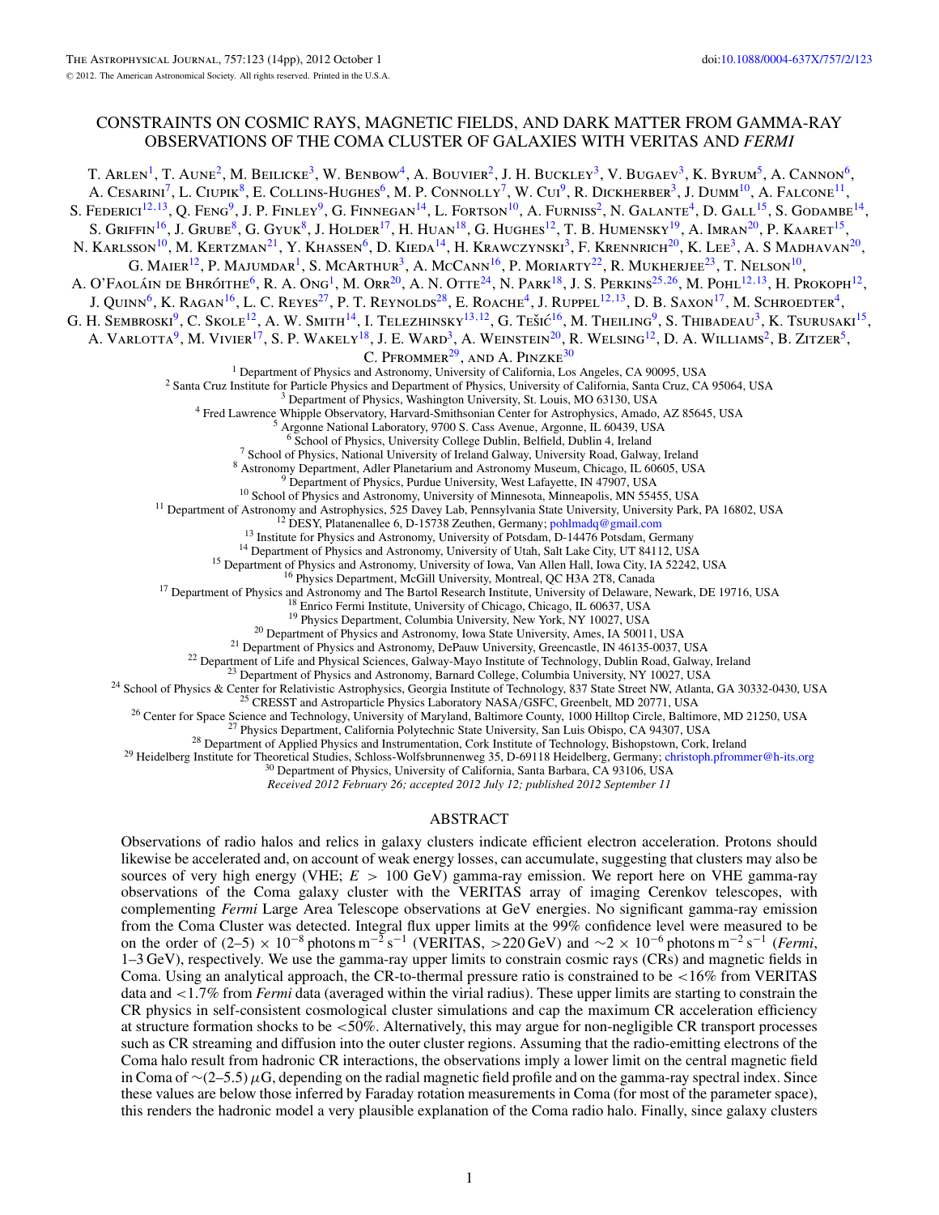# CONSTRAINTS ON COSMIC RAYS, MAGNETIC FIELDS, AND DARK MATTER FROM GAMMA-RAY OBSERVATIONS OF THE COMA CLUSTER OF GALAXIES WITH VERITAS AND *FERMI*

T. Arlen[1], T. Aune[2], M. Beilicke[3], W. Benbow[4], A. Bouvier[2], J. H. Buckley[3], V. Bugaev[3], K. Byrum[5], A. Cannon[6], A. Cesarini[7], L. Ciupik[8], E. Collins-Hughes[6], M. P. Connolly[7], W. Cui[9], R. Dickherber[3], J. Dumm[10], A. Falcone[11], S. Federici[12,13], Q. Feng[9], J. P. Finley[9], G. Finnegan[14], L. Fortson[10], A. Furniss[2], N. Galante[4], D. Gall[15], S. Godambe[14], S. Griffin[16], J. Grube[8], G. Gyuk[8], J. Holder[17], H. Huan[18], G. Hughes[12], T. B. Humensky[19], A. Imran[20], P. Kaaret[15], N. Karlsson[10], M. Kertzman[21], Y. Khassen[6], D. Kieda[14], H. Krawczynski[3], F. Krennrich[20], K. Lee[3], A. S Madhavan[20], G. Maier[12], P. Majumdar[1], S. McArthur[3], A. McCann[16], P. Moriarty[22], R. Mukherjee[23], T. Nelson[10], A. O'Faoláin de Bhróithe[6], R. A. Ong[1], M. Orr[20], A. N. Otte[24], N. Park[18], J. S. Perkins[25,26], M. Pohl[12,13], H. Prokoph[12], J. Quinn[6], K. Ragan[16], L. C. Reyes[27], P. T. Reynolds[28], E. Roache[4], J. Ruppel[12,13], D. B. Saxon[17], M. Schroedter[4], G. H. Sembroski[9], C. Skole[12], A. W. Smith[14], I. Telezhinsky[13,12], G. Tešić[16], M. Theiling[9], S. Thibadeau[3], K. Tsurusaki[15], A. Varlotta[9], M. Vivier[17], S. P. Wakely[18], J. E. Ward[3], A. Weinstein[20], R. Welsing[12], D. A. Williams[2], B. Zitzer[5], C. Pfrommer[29], and A. Pinzke[30]

[1] Department of Physics and Astronomy, University of California, Los Angeles, CA 90095, USA
[2] Santa Cruz Institute for Particle Physics and Department of Physics, University of California, Santa Cruz, CA 95064, USA
[3] Department of Physics, Washington University, St. Louis, MO 63130, USA
[4] Fred Lawrence Whipple Observatory, Harvard-Smithsonian Center for Astrophysics, Amado, AZ 85645, USA
[5] Argonne National Laboratory, 9700 S. Cass Avenue, Argonne, IL 60439, USA
[6] School of Physics, University College Dublin, Belfield, Dublin 4, Ireland
[7] School of Physics, National University of Ireland Galway, University Road, Galway, Ireland
[8] Astronomy Department, Adler Planetarium and Astronomy Museum, Chicago, IL 60605, USA
[9] Department of Physics, Purdue University, West Lafayette, IN 47907, USA
[10] School of Physics and Astronomy, University of Minnesota, Minneapolis, MN 55455, USA
[11] Department of Astronomy and Astrophysics, 525 Davey Lab, Pennsylvania State University, University Park, PA 16802, USA
[12] DESY, Platanenallee 6, D-15738 Zeuthen, Germany; pohlmadq@gmail.com
[13] Institute for Physics and Astronomy, University of Potsdam, D-14476 Potsdam, Germany
[14] Department of Physics and Astronomy, University of Utah, Salt Lake City, UT 84112, USA
[15] Department of Physics and Astronomy, University of Iowa, Van Allen Hall, Iowa City, IA 52242, USA
[16] Physics Department, McGill University, Montreal, QC H3A 2T8, Canada
[17] Department of Physics and Astronomy and The Bartol Research Institute, University of Delaware, Newark, DE 19716, USA
[18] Enrico Fermi Institute, University of Chicago, Chicago, IL 60637, USA
[19] Physics Department, Columbia University, New York, NY 10027, USA
[20] Department of Physics and Astronomy, Iowa State University, Ames, IA 50011, USA
[21] Department of Physics and Astronomy, DePauw University, Greencastle, IN 46135-0037, USA
[22] Department of Life and Physical Sciences, Galway-Mayo Institute of Technology, Dublin Road, Galway, Ireland
[23] Department of Physics and Astronomy, Barnard College, Columbia University, NY 10027, USA
[24] School of Physics & Center for Relativistic Astrophysics, Georgia Institute of Technology, 837 State Street NW, Atlanta, GA 30332-0430, USA
[25] CRESST and Astroparticle Physics Laboratory NASA/GSFC, Greenbelt, MD 20771, USA
[26] Center for Space Science and Technology, University of Maryland, Baltimore County, 1000 Hilltop Circle, Baltimore, MD 21250, USA
[27] Physics Department, California Polytechnic State University, San Luis Obispo, CA 94307, USA
[28] Department of Applied Physics and Instrumentation, Cork Institute of Technology, Bishopstown, Cork, Ireland
[29] Heidelberg Institute for Theoretical Studies, Schloss-Wolfsbrunnenweg 35, D-69118 Heidelberg, Germany; christoph.pfrommer@h-its.org
[30] Department of Physics, University of California, Santa Barbara, CA 93106, USA

*Received 2012 February 26; accepted 2012 July 12; published 2012 September 11*

## ABSTRACT

Observations of radio halos and relics in galaxy clusters indicate efficient electron acceleration. Protons should likewise be accelerated and, on account of weak energy losses, can accumulate, suggesting that clusters may also be sources of very high energy (VHE; $E > 100$ GeV) gamma-ray emission. We report here on VHE gamma-ray observations of the Coma galaxy cluster with the VERITAS array of imaging Cerenkov telescopes, with complementing *Fermi* Large Area Telescope observations at GeV energies. No significant gamma-ray emission from the Coma Cluster was detected. Integral flux upper limits at the 99% confidence level were measured to be on the order of $(2\text{–}5) \times 10^{-8}$ photons $\mathrm{m}^{-2}\,\mathrm{s}^{-1}$ (VERITAS, $>220$ GeV) and $\sim 2 \times 10^{-6}$ photons $\mathrm{m}^{-2}\,\mathrm{s}^{-1}$ (*Fermi*, 1–3 GeV), respectively. We use the gamma-ray upper limits to constrain cosmic rays (CRs) and magnetic fields in Coma. Using an analytical approach, the CR-to-thermal pressure ratio is constrained to be $<16\%$ from VERITAS data and $<1.7\%$ from *Fermi* data (averaged within the virial radius). These upper limits are starting to constrain the CR physics in self-consistent cosmological cluster simulations and cap the maximum CR acceleration efficiency at structure formation shocks to be $<50\%$. Alternatively, this may argue for non-negligible CR transport processes such as CR streaming and diffusion into the outer cluster regions. Assuming that the radio-emitting electrons of the Coma halo result from hadronic CR interactions, the observations imply a lower limit on the central magnetic field in Coma of $\sim(2\text{–}5.5)\,\mu$G, depending on the radial magnetic field profile and on the gamma-ray spectral index. Since these values are below those inferred by Faraday rotation measurements in Coma (for most of the parameter space), this renders the hadronic model a very plausible explanation of the Coma radio halo. Finally, since galaxy clusters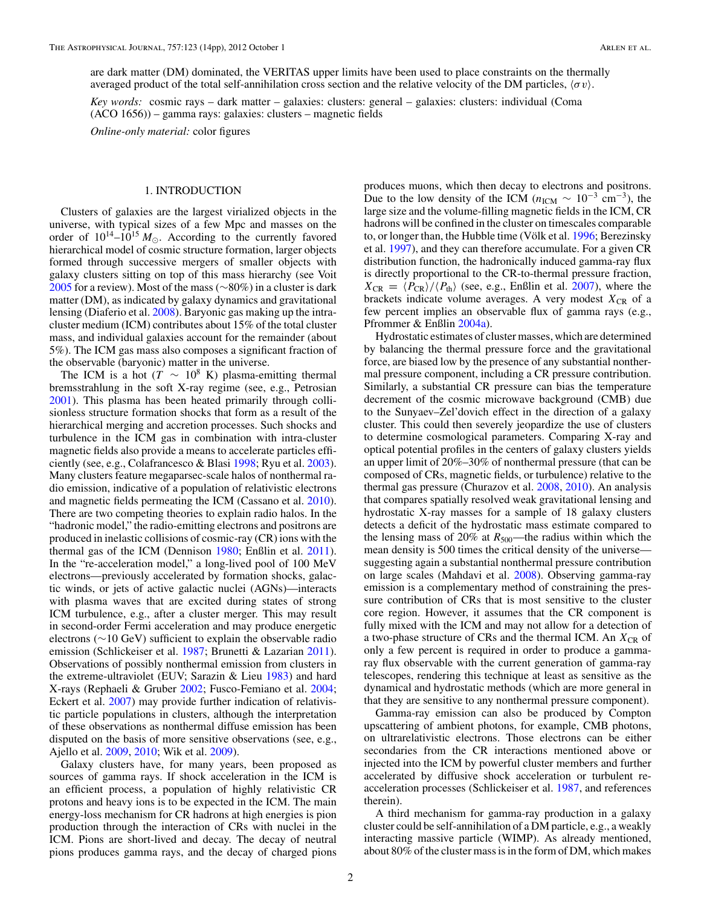are dark matter (DM) dominated, the VERITAS upper limits have been used to place constraints on the thermally averaged product of the total self-annihilation cross section and the relative velocity of the DM particles, $\langle\sigma v\rangle$.

*Key words:* cosmic rays – dark matter – galaxies: clusters: general – galaxies: clusters: individual (Coma (ACO 1656)) – gamma rays: galaxies: clusters – magnetic fields

*Online-only material:* color figures

## 1. INTRODUCTION

Clusters of galaxies are the largest virialized objects in the universe, with typical sizes of a few Mpc and masses on the order of $10^{14}$–$10^{15}\,M_\odot$. According to the currently favored hierarchical model of cosmic structure formation, larger objects formed through successive mergers of smaller objects with galaxy clusters sitting on top of this mass hierarchy (see Voit 2005 for a review). Most of the mass (~80%) in a cluster is dark matter (DM), as indicated by galaxy dynamics and gravitational lensing (Diaferio et al. 2008). Baryonic gas making up the intracluster medium (ICM) contributes about 15% of the total cluster mass, and individual galaxies account for the remainder (about 5%). The ICM gas mass also composes a significant fraction of the observable (baryonic) matter in the universe.

The ICM is a hot ($T \sim 10^8$ K) plasma-emitting thermal bremsstrahlung in the soft X-ray regime (see, e.g., Petrosian 2001). This plasma has been heated primarily through collisionless structure formation shocks that form as a result of the hierarchical merging and accretion processes. Such shocks and turbulence in the ICM gas in combination with intra-cluster magnetic fields also provide a means to accelerate particles efficiently (see, e.g., Colafrancesco & Blasi 1998; Ryu et al. 2003). Many clusters feature megaparsec-scale halos of nonthermal radio emission, indicative of a population of relativistic electrons and magnetic fields permeating the ICM (Cassano et al. 2010). There are two competing theories to explain radio halos. In the "hadronic model," the radio-emitting electrons and positrons are produced in inelastic collisions of cosmic-ray (CR) ions with the thermal gas of the ICM (Dennison 1980; Enßlin et al. 2011). In the "re-acceleration model," a long-lived pool of 100 MeV electrons—previously accelerated by formation shocks, galactic winds, or jets of active galactic nuclei (AGNs)—interacts with plasma waves that are excited during states of strong ICM turbulence, e.g., after a cluster merger. This may result in second-order Fermi acceleration and may produce energetic electrons (~10 GeV) sufficient to explain the observable radio emission (Schlickeiser et al. 1987; Brunetti & Lazarian 2011). Observations of possibly nonthermal emission from clusters in the extreme-ultraviolet (EUV; Sarazin & Lieu 1983) and hard X-rays (Rephaeli & Gruber 2002; Fusco-Femiano et al. 2004; Eckert et al. 2007) may provide further indication of relativistic particle populations in clusters, although the interpretation of these observations as nonthermal diffuse emission has been disputed on the basis of more sensitive observations (see, e.g., Ajello et al. 2009, 2010; Wik et al. 2009).

Galaxy clusters have, for many years, been proposed as sources of gamma rays. If shock acceleration in the ICM is an efficient process, a population of highly relativistic CR protons and heavy ions is to be expected in the ICM. The main energy-loss mechanism for CR hadrons at high energies is pion production through the interaction of CRs with nuclei in the ICM. Pions are short-lived and decay. The decay of neutral pions produces gamma rays, and the decay of charged pions produces muons, which then decay to electrons and positrons. Due to the low density of the ICM ($n_{\mathrm{ICM}} \sim 10^{-3}$ cm$^{-3}$), the large size and the volume-filling magnetic fields in the ICM, CR hadrons will be confined in the cluster on timescales comparable to, or longer than, the Hubble time (Völk et al. 1996; Berezinsky et al. 1997), and they can therefore accumulate. For a given CR distribution function, the hadronically induced gamma-ray flux is directly proportional to the CR-to-thermal pressure fraction, $X_{\mathrm{CR}} = \langle P_{\mathrm{CR}}\rangle / \langle P_{\mathrm{th}}\rangle$ (see, e.g., Enßlin et al. 2007), where the brackets indicate volume averages. A very modest $X_{\mathrm{CR}}$ of a few percent implies an observable flux of gamma rays (e.g., Pfrommer & Enßlin 2004a).

Hydrostatic estimates of cluster masses, which are determined by balancing the thermal pressure force and the gravitational force, are biased low by the presence of any substantial nonthermal pressure component, including a CR pressure contribution. Similarly, a substantial CR pressure can bias the temperature decrement of the cosmic microwave background (CMB) due to the Sunyaev–Zel'dovich effect in the direction of a galaxy cluster. This could then severely jeopardize the use of clusters to determine cosmological parameters. Comparing X-ray and optical potential profiles in the centers of galaxy clusters yields an upper limit of 20%–30% of nonthermal pressure (that can be composed of CRs, magnetic fields, or turbulence) relative to the thermal gas pressure (Churazov et al. 2008, 2010). An analysis that compares spatially resolved weak gravitational lensing and hydrostatic X-ray masses for a sample of 18 galaxy clusters detects a deficit of the hydrostatic mass estimate compared to the lensing mass of 20% at $R_{500}$—the radius within which the mean density is 500 times the critical density of the universe—suggesting again a substantial nonthermal pressure contribution on large scales (Mahdavi et al. 2008). Observing gamma-ray emission is a complementary method of constraining the pressure contribution of CRs that is most sensitive to the cluster core region. However, it assumes that the CR component is fully mixed with the ICM and may not allow for a detection of a two-phase structure of CRs and the thermal ICM. An $X_{\mathrm{CR}}$ of only a few percent is required in order to produce a gamma-ray flux observable with the current generation of gamma-ray telescopes, rendering this technique at least as sensitive as the dynamical and hydrostatic methods (which are more general in that they are sensitive to any nonthermal pressure component).

Gamma-ray emission can also be produced by Compton upscattering of ambient photons, for example, CMB photons, on ultrarelativistic electrons. Those electrons can be either secondaries from the CR interactions mentioned above or injected into the ICM by powerful cluster members and further accelerated by diffusive shock acceleration or turbulent re-acceleration processes (Schlickeiser et al. 1987, and references therein).

A third mechanism for gamma-ray production in a galaxy cluster could be self-annihilation of a DM particle, e.g., a weakly interacting massive particle (WIMP). As already mentioned, about 80% of the cluster mass is in the form of DM, which makes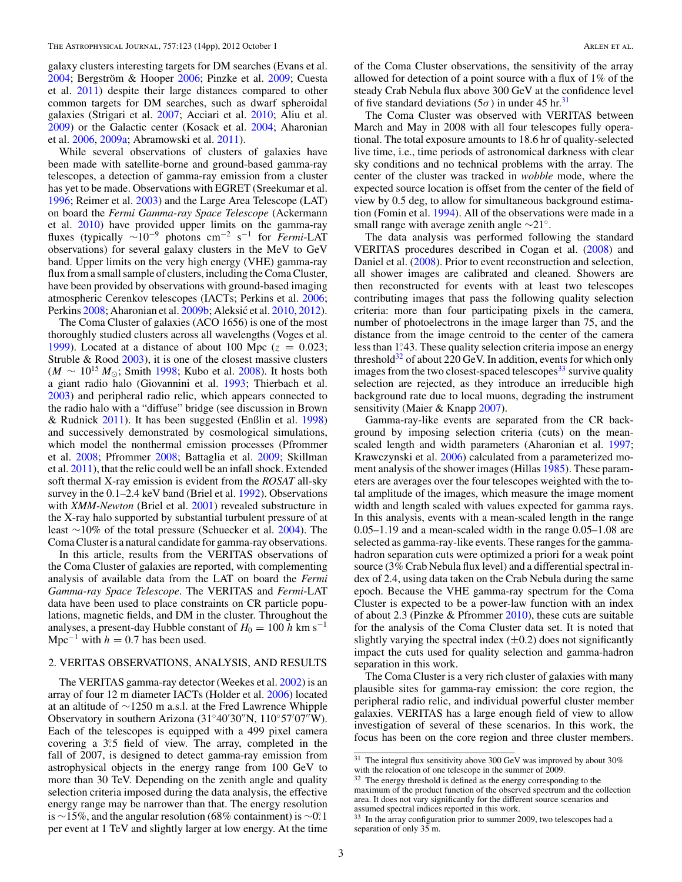galaxy clusters interesting targets for DM searches (Evans et al. 2004; Bergström & Hooper 2006; Pinzke et al. 2009; Cuesta et al. 2011) despite their large distances compared to other common targets for DM searches, such as dwarf spheroidal galaxies (Strigari et al. 2007; Acciari et al. 2010; Aliu et al. 2009) or the Galactic center (Kosack et al. 2004; Aharonian et al. 2006, 2009a; Abramowski et al. 2011).

While several observations of clusters of galaxies have been made with satellite-borne and ground-based gamma-ray telescopes, a detection of gamma-ray emission from a cluster has yet to be made. Observations with EGRET (Sreekumar et al. 1996; Reimer et al. 2003) and the Large Area Telescope (LAT) on board the *Fermi Gamma-ray Space Telescope* (Ackermann et al. 2010) have provided upper limits on the gamma-ray fluxes (typically $\sim 10^{-9}$ photons cm$^{-2}$ s$^{-1}$ for *Fermi*-LAT observations) for several galaxy clusters in the MeV to GeV band. Upper limits on the very high energy (VHE) gamma-ray flux from a small sample of clusters, including the Coma Cluster, have been provided by observations with ground-based imaging atmospheric Cerenkov telescopes (IACTs; Perkins et al. 2006; Perkins 2008; Aharonian et al. 2009b; Aleksić et al. 2010, 2012).

The Coma Cluster of galaxies (ACO 1656) is one of the most thoroughly studied clusters across all wavelengths (Voges et al. 1999). Located at a distance of about 100 Mpc ($z = 0.023$; Struble & Rood 2003), it is one of the closest massive clusters ($M \sim 10^{15}\,M_{\odot}$; Smith 1998; Kubo et al. 2008). It hosts both a giant radio halo (Giovannini et al. 1993; Thierbach et al. 2003) and peripheral radio relic, which appears connected to the radio halo with a "diffuse" bridge (see discussion in Brown & Rudnick 2011). It has been suggested (Enßlin et al. 1998) and successively demonstrated by cosmological simulations, which model the nonthermal emission processes (Pfrommer et al. 2008; Pfrommer 2008; Battaglia et al. 2009; Skillman et al. 2011), that the relic could well be an infall shock. Extended soft thermal X-ray emission is evident from the *ROSAT* all-sky survey in the 0.1–2.4 keV band (Briel et al. 1992). Observations with *XMM-Newton* (Briel et al. 2001) revealed substructure in the X-ray halo supported by substantial turbulent pressure of at least $\sim$10% of the total pressure (Schuecker et al. 2004). The Coma Cluster is a natural candidate for gamma-ray observations.

In this article, results from the VERITAS observations of the Coma Cluster of galaxies are reported, with complementing analysis of available data from the LAT on board the *Fermi Gamma-ray Space Telescope*. The VERITAS and *Fermi*-LAT data have been used to place constraints on CR particle populations, magnetic fields, and DM in the cluster. Throughout the analyses, a present-day Hubble constant of $H_0 = 100\,h$ km s$^{-1}$ Mpc$^{-1}$ with $h = 0.7$ has been used.

## 2. VERITAS OBSERVATIONS, ANALYSIS, AND RESULTS

The VERITAS gamma-ray detector (Weekes et al. 2002) is an array of four 12 m diameter IACTs (Holder et al. 2006) located at an altitude of $\sim$1250 m a.s.l. at the Fred Lawrence Whipple Observatory in southern Arizona (31°40′30″N, 110°57′07″W). Each of the telescopes is equipped with a 499 pixel camera covering a 3°.5 field of view. The array, completed in the fall of 2007, is designed to detect gamma-ray emission from astrophysical objects in the energy range from 100 GeV to more than 30 TeV. Depending on the zenith angle and quality selection criteria imposed during the data analysis, the effective energy range may be narrower than that. The energy resolution is $\sim$15%, and the angular resolution (68% containment) is $\sim$0°.1 per event at 1 TeV and slightly larger at low energy. At the time of the Coma Cluster observations, the sensitivity of the array allowed for detection of a point source with a flux of 1% of the steady Crab Nebula flux above 300 GeV at the confidence level of five standard deviations ($5\sigma$) in under 45 hr.[31]

The Coma Cluster was observed with VERITAS between March and May in 2008 with all four telescopes fully operational. The total exposure amounts to 18.6 hr of quality-selected live time, i.e., time periods of astronomical darkness with clear sky conditions and no technical problems with the array. The center of the cluster was tracked in *wobble* mode, where the expected source location is offset from the center of the field of view by 0.5 deg, to allow for simultaneous background estimation (Fomin et al. 1994). All of the observations were made in a small range with average zenith angle $\sim$21°.

The data analysis was performed following the standard VERITAS procedures described in Cogan et al. (2008) and Daniel et al. (2008). Prior to event reconstruction and selection, all shower images are calibrated and cleaned. Showers are then reconstructed for events with at least two telescopes contributing images that pass the following quality selection criteria: more than four participating pixels in the camera, number of photoelectrons in the image larger than 75, and the distance from the image centroid to the center of the camera less than 1°.43. These quality selection criteria impose an energy threshold[32] of about 220 GeV. In addition, events for which only images from the two closest-spaced telescopes[33] survive quality selection are rejected, as they introduce an irreducible high background rate due to local muons, degrading the instrument sensitivity (Maier & Knapp 2007).

Gamma-ray-like events are separated from the CR background by imposing selection criteria (cuts) on the mean-scaled length and width parameters (Aharonian et al. 1997; Krawczynski et al. 2006) calculated from a parameterized moment analysis of the shower images (Hillas 1985). These parameters are averages over the four telescopes weighted with the total amplitude of the images, which measure the image moment width and length scaled with values expected for gamma rays. In this analysis, events with a mean-scaled length in the range 0.05–1.19 and a mean-scaled width in the range 0.05–1.08 are selected as gamma-ray-like events. These ranges for the gamma-hadron separation cuts were optimized a priori for a weak point source (3% Crab Nebula flux level) and a differential spectral index of 2.4, using data taken on the Crab Nebula during the same epoch. Because the VHE gamma-ray spectrum for the Coma Cluster is expected to be a power-law function with an index of about 2.3 (Pinzke & Pfrommer 2010), these cuts are suitable for the analysis of the Coma Cluster data set. It is noted that slightly varying the spectral index ($\pm 0.2$) does not significantly impact the cuts used for quality selection and gamma-hadron separation in this work.

The Coma Cluster is a very rich cluster of galaxies with many plausible sites for gamma-ray emission: the core region, the peripheral radio relic, and individual powerful cluster member galaxies. VERITAS has a large enough field of view to allow investigation of several of these scenarios. In this work, the focus has been on the core region and three cluster members.

[31] The integral flux sensitivity above 300 GeV was improved by about 30% with the relocation of one telescope in the summer of 2009.

[32] The energy threshold is defined as the energy corresponding to the maximum of the product function of the observed spectrum and the collection area. It does not vary significantly for the different source scenarios and assumed spectral indices reported in this work.

[33] In the array configuration prior to summer 2009, two telescopes had a separation of only 35 m.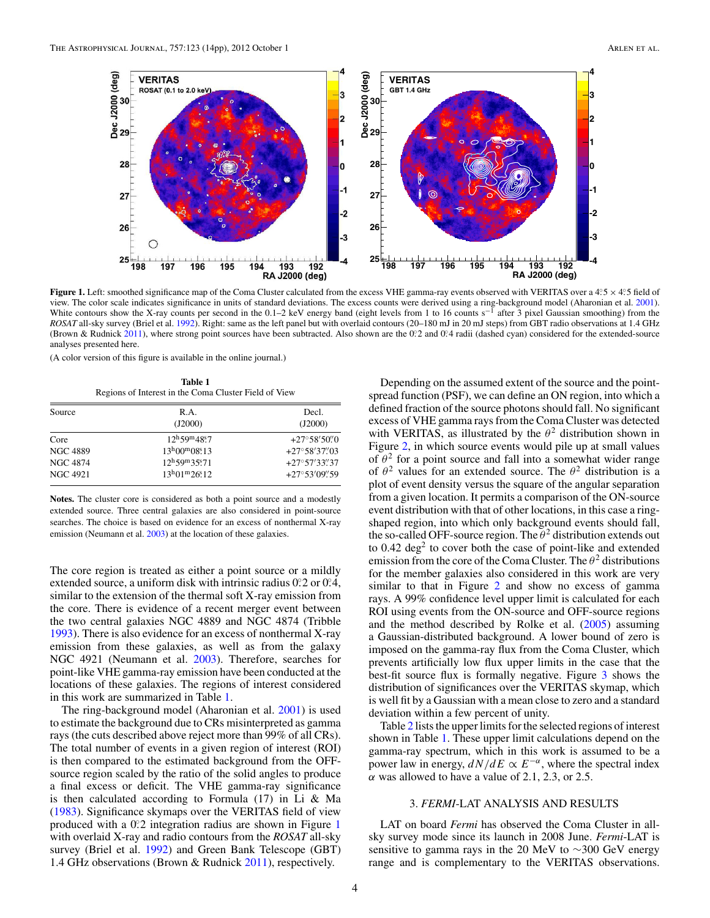**Figure 1.** Left: smoothed significance map of the Coma Cluster calculated from the excess VHE gamma-ray events observed with VERITAS over a 4.°5 × 4.°5 field of view. The color scale indicates significance in units of standard deviations. The excess counts were derived using a ring-background model (Aharonian et al. 2001). White contours show the X-ray counts per second in the 0.1–2 keV energy band (eight levels from 1 to 16 counts $s^{-1}$ after 3 pixel Gaussian smoothing) from the *ROSAT* all-sky survey (Briel et al. 1992). Right: same as the left panel but with overlaid contours (20–180 mJ in 20 mJ steps) from GBT radio observations at 1.4 GHz (Brown & Rudnick 2011), where strong point sources have been subtracted. Also shown are the 0.°2 and 0.°4 radii (dashed cyan) considered for the extended-source analyses presented here.

(A color version of this figure is available in the online journal.)

**Table 1**
Regions of Interest in the Coma Cluster Field of View

| Source | R.A. (J2000) | Decl. (J2000) |
|---|---|---|
| Core | 12h59m48.s7 | +27°58′50.″0 |
| NGC 4889 | 13h00m08.s13 | +27°58′37.″03 |
| NGC 4874 | 12h59m35.s71 | +27°57′33.″37 |
| NGC 4921 | 13h01m26.s12 | +27°53′09.″59 |

**Notes.** The cluster core is considered as both a point source and a modestly extended source. Three central galaxies are also considered in point-source searches. The choice is based on evidence for an excess of nonthermal X-ray emission (Neumann et al. 2003) at the location of these galaxies.

The core region is treated as either a point source or a mildly extended source, a uniform disk with intrinsic radius 0.°2 or 0.°4, similar to the extension of the thermal soft X-ray emission from the core. There is evidence of a recent merger event between the two central galaxies NGC 4889 and NGC 4874 (Tribble 1993). There is also evidence for an excess of nonthermal X-ray emission from these galaxies, as well as from the galaxy NGC 4921 (Neumann et al. 2003). Therefore, searches for point-like VHE gamma-ray emission have been conducted at the locations of these galaxies. The regions of interest considered in this work are summarized in Table 1.

The ring-background model (Aharonian et al. 2001) is used to estimate the background due to CRs misinterpreted as gamma rays (the cuts described above reject more than 99% of all CRs). The total number of events in a given region of interest (ROI) is then compared to the estimated background from the OFF-source region scaled by the ratio of the solid angles to produce a final excess or deficit. The VHE gamma-ray significance is then calculated according to Formula (17) in Li & Ma (1983). Significance skymaps over the VERITAS field of view produced with a 0.°2 integration radius are shown in Figure 1 with overlaid X-ray and radio contours from the *ROSAT* all-sky survey (Briel et al. 1992) and Green Bank Telescope (GBT) 1.4 GHz observations (Brown & Rudnick 2011), respectively.

Depending on the assumed extent of the source and the point-spread function (PSF), we can define an ON region, into which a defined fraction of the source photons should fall. No significant excess of VHE gamma rays from the Coma Cluster was detected with VERITAS, as illustrated by the $\theta^2$ distribution shown in Figure 2, in which source events would pile up at small values of $\theta^2$ for a point source and fall into a somewhat wider range of $\theta^2$ values for an extended source. The $\theta^2$ distribution is a plot of event density versus the square of the angular separation from a given location. It permits a comparison of the ON-source event distribution with that of other locations, in this case a ring-shaped region, into which only background events should fall, the so-called OFF-source region. The $\theta^2$ distribution extends out to 0.42 $\text{deg}^2$ to cover both the case of point-like and extended emission from the core of the Coma Cluster. The $\theta^2$ distributions for the member galaxies also considered in this work are very similar to that in Figure 2 and show no excess of gamma rays. A 99% confidence level upper limit is calculated for each ROI using events from the ON-source and OFF-source regions and the method described by Rolke et al. (2005) assuming a Gaussian-distributed background. A lower bound of zero is imposed on the gamma-ray flux from the Coma Cluster, which prevents artificially low flux upper limits in the case that the best-fit source flux is formally negative. Figure 3 shows the distribution of significances over the VERITAS skymap, which is well fit by a Gaussian with a mean close to zero and a standard deviation within a few percent of unity.

Table 2 lists the upper limits for the selected regions of interest shown in Table 1. These upper limit calculations depend on the gamma-ray spectrum, which in this work is assumed to be a power law in energy, $dN/dE \propto E^{-\alpha}$, where the spectral index $\alpha$ was allowed to have a value of 2.1, 2.3, or 2.5.

## 3. *FERMI*-LAT ANALYSIS AND RESULTS

LAT on board *Fermi* has observed the Coma Cluster in all-sky survey mode since its launch in 2008 June. *Fermi*-LAT is sensitive to gamma rays in the 20 MeV to ∼300 GeV energy range and is complementary to the VERITAS observations.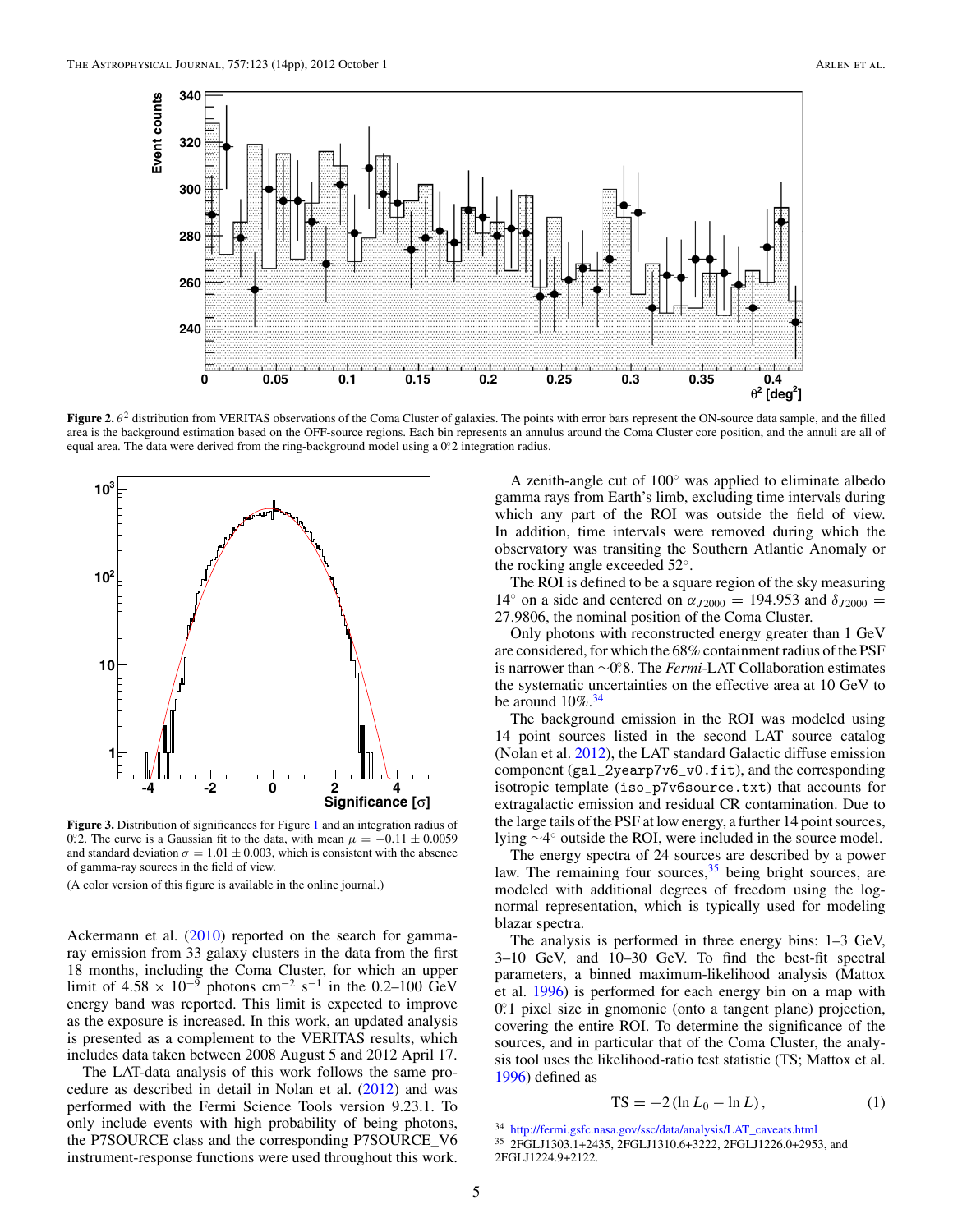**Figure 2.** $\theta^2$ distribution from VERITAS observations of the Coma Cluster of galaxies. The points with error bars represent the ON-source data sample, and the filled area is the background estimation based on the OFF-source regions. Each bin represents an annulus around the Coma Cluster core position, and the annuli are all of equal area. The data were derived from the ring-background model using a 0°.2 integration radius.

**Figure 3.** Distribution of significances for Figure 1 and an integration radius of 0°.2. The curve is a Gaussian fit to the data, with mean $\mu = -0.11 \pm 0.0059$ and standard deviation $\sigma = 1.01 \pm 0.003$, which is consistent with the absence of gamma-ray sources in the field of view.

(A color version of this figure is available in the online journal.)

Ackermann et al. (2010) reported on the search for gamma-ray emission from 33 galaxy clusters in the data from the first 18 months, including the Coma Cluster, for which an upper limit of $4.58 \times 10^{-9}$ photons cm$^{-2}$ s$^{-1}$ in the 0.2–100 GeV energy band was reported. This limit is expected to improve as the exposure is increased. In this work, an updated analysis is presented as a complement to the VERITAS results, which includes data taken between 2008 August 5 and 2012 April 17.

The LAT-data analysis of this work follows the same procedure as described in detail in Nolan et al. (2012) and was performed with the Fermi Science Tools version 9.23.1. To only include events with high probability of being photons, the P7SOURCE class and the corresponding P7SOURCE_V6 instrument-response functions were used throughout this work.

A zenith-angle cut of 100° was applied to eliminate albedo gamma rays from Earth's limb, excluding time intervals during which any part of the ROI was outside the field of view. In addition, time intervals were removed during which the observatory was transiting the Southern Atlantic Anomaly or the rocking angle exceeded 52°.

The ROI is defined to be a square region of the sky measuring 14° on a side and centered on $\alpha_{J2000} = 194.953$ and $\delta_{J2000} = 27.9806$, the nominal position of the Coma Cluster.

Only photons with reconstructed energy greater than 1 GeV are considered, for which the 68% containment radius of the PSF is narrower than ∼0°.8. The *Fermi*-LAT Collaboration estimates the systematic uncertainties on the effective area at 10 GeV to be around 10%.[34]

The background emission in the ROI was modeled using 14 point sources listed in the second LAT source catalog (Nolan et al. 2012), the LAT standard Galactic diffuse emission component (gal_2yearp7v6_v0.fit), and the corresponding isotropic template (iso_p7v6source.txt) that accounts for extragalactic emission and residual CR contamination. Due to the large tails of the PSF at low energy, a further 14 point sources, lying ∼4° outside the ROI, were included in the source model.

The energy spectra of 24 sources are described by a power law. The remaining four sources,[35] being bright sources, are modeled with additional degrees of freedom using the log-normal representation, which is typically used for modeling blazar spectra.

The analysis is performed in three energy bins: 1–3 GeV, 3–10 GeV, and 10–30 GeV. To find the best-fit spectral parameters, a binned maximum-likelihood analysis (Mattox et al. 1996) is performed for each energy bin on a map with 0°.1 pixel size in gnomonic (onto a tangent plane) projection, covering the entire ROI. To determine the significance of the sources, and in particular that of the Coma Cluster, the analysis tool uses the likelihood-ratio test statistic (TS; Mattox et al. 1996) defined as

$$\mathrm{TS} = -2\,(\ln L_0 - \ln L)\,, \tag{1}$$

[34] http://fermi.gsfc.nasa.gov/ssc/data/analysis/LAT_caveats.html

[35] 2FGLJ1303.1+2435, 2FGLJ1310.6+3222, 2FGLJ1226.0+2953, and 2FGLJ1224.9+2122.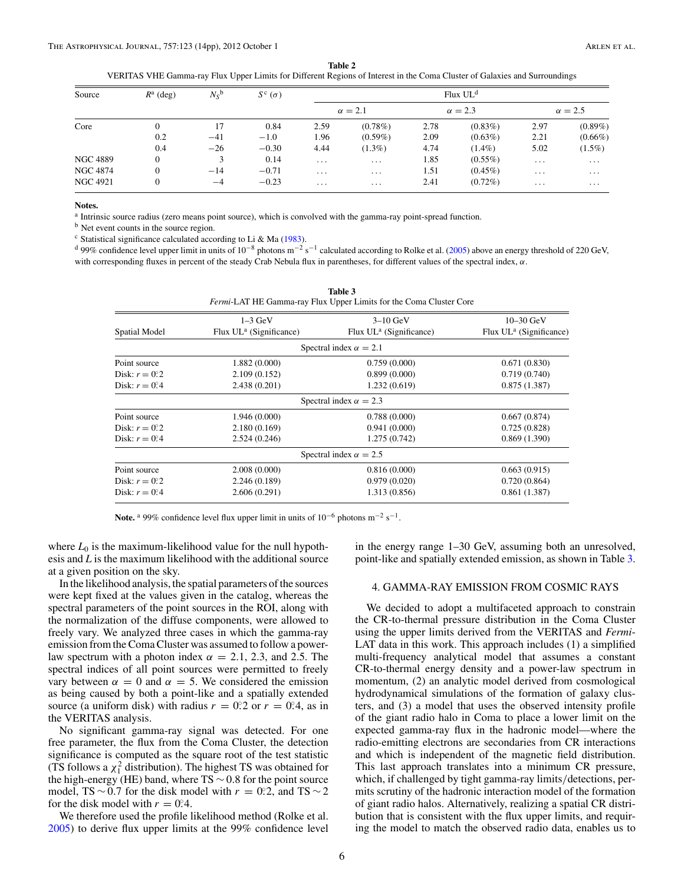**Table 2**

VERITAS VHE Gamma-ray Flux Upper Limits for Different Regions of Interest in the Coma Cluster of Galaxies and Surroundings

| Source | $R$[a] (deg) | $N_S$[b] | $S$[c] ($\sigma$) | Flux UL[d] | | | | | |
|---|---|---|---|---|---|---|---|---|---|
| | | | | $\alpha = 2.1$ | | $\alpha = 2.3$ | | $\alpha = 2.5$ | |
| Core | 0 | 17 | 0.84 | 2.59 | (0.78%) | 2.78 | (0.83%) | 2.97 | (0.89%) |
| | 0.2 | −41 | −1.0 | 1.96 | (0.59%) | 2.09 | (0.63%) | 2.21 | (0.66%) |
| | 0.4 | −26 | −0.30 | 4.44 | (1.3%) | 4.74 | (1.4%) | 5.02 | (1.5%) |
| NGC 4889 | 0 | 3 | 0.14 | ... | ... | 1.85 | (0.55%) | ... | ... |
| NGC 4874 | 0 | −14 | −0.71 | ... | ... | 1.51 | (0.45%) | ... | ... |
| NGC 4921 | 0 | −4 | −0.23 | ... | ... | 2.41 | (0.72%) | ... | ... |

**Notes.**

[a] Intrinsic source radius (zero means point source), which is convolved with the gamma-ray point-spread function.

[b] Net event counts in the source region.

[c] Statistical significance calculated according to Li & Ma (1983).

[d] 99% confidence level upper limit in units of $10^{-8}$ photons m$^{-2}$ s$^{-1}$ calculated according to Rolke et al. (2005) above an energy threshold of 220 GeV, with corresponding fluxes in percent of the steady Crab Nebula flux in parentheses, for different values of the spectral index, $\alpha$.

**Table 3**

*Fermi*-LAT HE Gamma-ray Flux Upper Limits for the Coma Cluster Core

| Spatial Model | 1–3 GeV Flux UL[a] (Significance) | 3–10 GeV Flux UL[a] (Significance) | 10–30 GeV Flux UL[a] (Significance) |
|---|---|---|---|
| | Spectral index $\alpha = 2.1$ | | |
| Point source | 1.882 (0.000) | 0.759 (0.000) | 0.671 (0.830) |
| Disk: $r = 0.^{\circ}2$ | 2.109 (0.152) | 0.899 (0.000) | 0.719 (0.740) |
| Disk: $r = 0.^{\circ}4$ | 2.438 (0.201) | 1.232 (0.619) | 0.875 (1.387) |
| | Spectral index $\alpha = 2.3$ | | |
| Point source | 1.946 (0.000) | 0.788 (0.000) | 0.667 (0.874) |
| Disk: $r = 0.^{\circ}2$ | 2.180 (0.169) | 0.941 (0.000) | 0.725 (0.828) |
| Disk: $r = 0.^{\circ}4$ | 2.524 (0.246) | 1.275 (0.742) | 0.869 (1.390) |
| | Spectral index $\alpha = 2.5$ | | |
| Point source | 2.008 (0.000) | 0.816 (0.000) | 0.663 (0.915) |
| Disk: $r = 0.^{\circ}2$ | 2.246 (0.189) | 0.979 (0.020) | 0.720 (0.864) |
| Disk: $r = 0.^{\circ}4$ | 2.606 (0.291) | 1.313 (0.856) | 0.861 (1.387) |

**Note.** [a] 99% confidence level flux upper limit in units of $10^{-6}$ photons m$^{-2}$ s$^{-1}$.

where $L_0$ is the maximum-likelihood value for the null hypothesis and $L$ is the maximum likelihood with the additional source at a given position on the sky.

In the likelihood analysis, the spatial parameters of the sources were kept fixed at the values given in the catalog, whereas the spectral parameters of the point sources in the ROI, along with the normalization of the diffuse components, were allowed to freely vary. We analyzed three cases in which the gamma-ray emission from the Coma Cluster was assumed to follow a power-law spectrum with a photon index $\alpha = 2.1$, 2.3, and 2.5. The spectral indices of all point sources were permitted to freely vary between $\alpha = 0$ and $\alpha = 5$. We considered the emission as being caused by both a point-like and a spatially extended source (a uniform disk) with radius $r = 0.^{\circ}2$ or $r = 0.^{\circ}4$, as in the VERITAS analysis.

No significant gamma-ray signal was detected. For one free parameter, the flux from the Coma Cluster, the detection significance is computed as the square root of the test statistic (TS follows a $\chi_1^2$ distribution). The highest TS was obtained for the high-energy (HE) band, where TS $\sim 0.8$ for the point source model, TS $\sim 0.7$ for the disk model with $r = 0.^{\circ}2$, and TS $\sim 2$ for the disk model with $r = 0.^{\circ}4$.

We therefore used the profile likelihood method (Rolke et al. 2005) to derive flux upper limits at the 99% confidence level in the energy range 1–30 GeV, assuming both an unresolved, point-like and spatially extended emission, as shown in Table 3.

## 4. GAMMA-RAY EMISSION FROM COSMIC RAYS

We decided to adopt a multifaceted approach to constrain the CR-to-thermal pressure distribution in the Coma Cluster using the upper limits derived from the VERITAS and *Fermi*-LAT data in this work. This approach includes (1) a simplified multi-frequency analytical model that assumes a constant CR-to-thermal energy density and a power-law spectrum in momentum, (2) an analytic model derived from cosmological hydrodynamical simulations of the formation of galaxy clusters, and (3) a model that uses the observed intensity profile of the giant radio halo in Coma to place a lower limit on the expected gamma-ray flux in the hadronic model—where the radio-emitting electrons are secondaries from CR interactions and which is independent of the magnetic field distribution. This last approach translates into a minimum CR pressure, which, if challenged by tight gamma-ray limits/detections, permits scrutiny of the hadronic interaction model of the formation of giant radio halos. Alternatively, realizing a spatial CR distribution that is consistent with the flux upper limits, and requiring the model to match the observed radio data, enables us to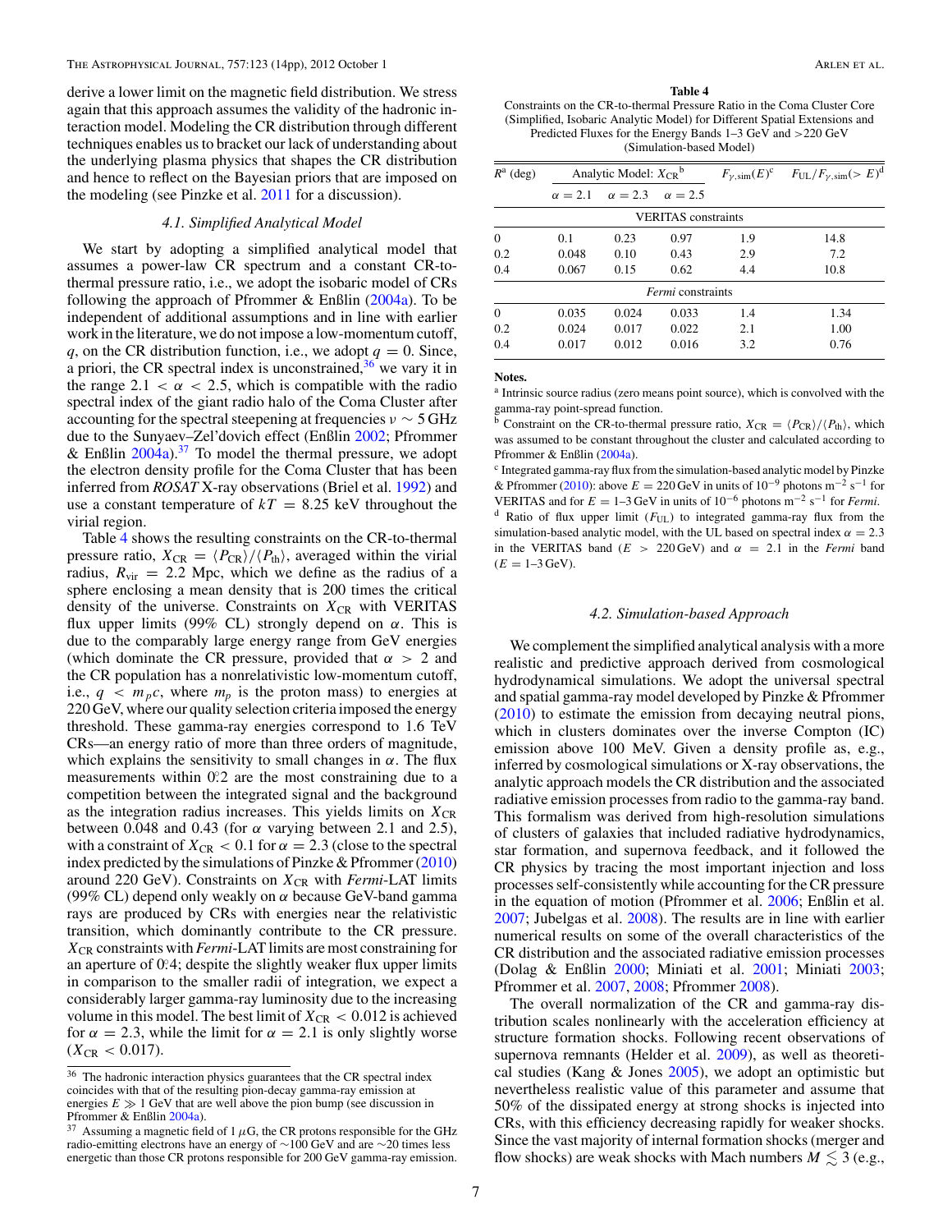derive a lower limit on the magnetic field distribution. We stress again that this approach assumes the validity of the hadronic interaction model. Modeling the CR distribution through different techniques enables us to bracket our lack of understanding about the underlying plasma physics that shapes the CR distribution and hence to reflect on the Bayesian priors that are imposed on the modeling (see Pinzke et al. 2011 for a discussion).

### 4.1. Simplified Analytical Model

We start by adopting a simplified analytical model that assumes a power-law CR spectrum and a constant CR-to-thermal pressure ratio, i.e., we adopt the isobaric model of CRs following the approach of Pfrommer & Enßlin (2004a). To be independent of additional assumptions and in line with earlier work in the literature, we do not impose a low-momentum cutoff, $q$, on the CR distribution function, i.e., we adopt $q = 0$. Since, a priori, the CR spectral index is unconstrained,[36] we vary it in the range $2.1 < \alpha < 2.5$, which is compatible with the radio spectral index of the giant radio halo of the Coma Cluster after accounting for the spectral steepening at frequencies $\nu \sim 5$ GHz due to the Sunyaev–Zel'dovich effect (Enßlin 2002; Pfrommer & Enßlin 2004a).[37] To model the thermal pressure, we adopt the electron density profile for the Coma Cluster that has been inferred from *ROSAT* X-ray observations (Briel et al. 1992) and use a constant temperature of $kT = 8.25$ keV throughout the virial region.

Table 4 shows the resulting constraints on the CR-to-thermal pressure ratio, $X_{\rm CR} = \langle P_{\rm CR}\rangle/\langle P_{\rm th}\rangle$, averaged within the virial radius, $R_{\rm vir} = 2.2$ Mpc, which we define as the radius of a sphere enclosing a mean density that is 200 times the critical density of the universe. Constraints on $X_{\rm CR}$ with VERITAS flux upper limits (99% CL) strongly depend on $\alpha$. This is due to the comparably large energy range from GeV energies (which dominate the CR pressure, provided that $\alpha > 2$ and the CR population has a nonrelativistic low-momentum cutoff, i.e., $q < m_p c$, where $m_p$ is the proton mass) to energies at 220 GeV, where our quality selection criteria imposed the energy threshold. These gamma-ray energies correspond to 1.6 TeV CRs—an energy ratio of more than three orders of magnitude, which explains the sensitivity to small changes in $\alpha$. The flux measurements within 0°.2 are the most constraining due to a competition between the integrated signal and the background as the integration radius increases. This yields limits on $X_{\rm CR}$ between 0.048 and 0.43 (for $\alpha$ varying between 2.1 and 2.5), with a constraint of $X_{\rm CR} < 0.1$ for $\alpha = 2.3$ (close to the spectral index predicted by the simulations of Pinzke & Pfrommer (2010) around 220 GeV). Constraints on $X_{\rm CR}$ with *Fermi*-LAT limits (99% CL) depend only weakly on $\alpha$ because GeV-band gamma rays are produced by CRs with energies near the relativistic transition, which dominantly contribute to the CR pressure. $X_{\rm CR}$ constraints with *Fermi*-LAT are most constraining for an aperture of 0°.4; despite the slightly weaker flux upper limits in comparison to the smaller radii of integration, we expect a considerably larger gamma-ray luminosity due to the increasing volume in this model. The best limit of $X_{\rm CR} < 0.012$ is achieved for $\alpha = 2.3$, while the limit for $\alpha = 2.1$ is only slightly worse ($X_{\rm CR} < 0.017$).

[36] The hadronic interaction physics guarantees that the CR spectral index coincides with that of the resulting pion-decay gamma-ray emission at energies $E \gg 1$ GeV that are well above the pion bump (see discussion in Pfrommer & Enßlin 2004a).

[37] Assuming a magnetic field of 1 $\mu$G, the CR protons responsible for the GHz radio-emitting electrons have an energy of ~100 GeV and are ~20 times less energetic than those CR protons responsible for 200 GeV gamma-ray emission.

**Table 4**
Constraints on the CR-to-thermal Pressure Ratio in the Coma Cluster Core (Simplified, Isobaric Analytic Model) for Different Spatial Extensions and Predicted Fluxes for the Energy Bands 1–3 GeV and >220 GeV (Simulation-based Model)

| $R$[a] (deg) | Analytic Model: $X_{\rm CR}$[b] | | | $F_{\gamma,\rm sim}(E)$[c] | $F_{\rm UL}/F_{\gamma,\rm sim}(>E)$[d] |
|---|---|---|---|---|---|
| | $\alpha = 2.1$ | $\alpha = 2.3$ | $\alpha = 2.5$ | | |
| VERITAS constraints | | | | | |
| 0 | 0.1 | 0.23 | 0.97 | 1.9 | 14.8 |
| 0.2 | 0.048 | 0.10 | 0.43 | 2.9 | 7.2 |
| 0.4 | 0.067 | 0.15 | 0.62 | 4.4 | 10.8 |
| *Fermi* constraints | | | | | |
| 0 | 0.035 | 0.024 | 0.033 | 1.4 | 1.34 |
| 0.2 | 0.024 | 0.017 | 0.022 | 2.1 | 1.00 |
| 0.4 | 0.017 | 0.012 | 0.016 | 3.2 | 0.76 |

**Notes.**
[a] Intrinsic source radius (zero means point source), which is convolved with the gamma-ray point-spread function.
[b] Constraint on the CR-to-thermal pressure ratio, $X_{\rm CR} = \langle P_{\rm CR}\rangle/\langle P_{\rm th}\rangle$, which was assumed to be constant throughout the cluster and calculated according to Pfrommer & Enßlin (2004a).
[c] Integrated gamma-ray flux from the simulation-based analytic model by Pinzke & Pfrommer (2010): above $E = 220$ GeV in units of $10^{-9}$ photons m$^{-2}$ s$^{-1}$ for VERITAS and for $E = 1$–3 GeV in units of $10^{-6}$ photons m$^{-2}$ s$^{-1}$ for *Fermi*.
[d] Ratio of flux upper limit ($F_{\rm UL}$) to integrated gamma-ray flux from the simulation-based analytic model, with the UL based on spectral index $\alpha = 2.3$ in the VERITAS band ($E > 220$ GeV) and $\alpha = 2.1$ in the *Fermi* band ($E = 1$–3 GeV).

### 4.2. Simulation-based Approach

We complement the simplified analytical analysis with a more realistic and predictive approach derived from cosmological hydrodynamical simulations. We adopt the universal spectral and spatial gamma-ray model developed by Pinzke & Pfrommer (2010) to estimate the emission from decaying neutral pions, which in clusters dominates over the inverse Compton (IC) emission above 100 MeV. Given a density profile as, e.g., inferred by cosmological simulations or X-ray observations, the analytic approach models the CR distribution and the associated radiative emission processes from radio to the gamma-ray band. This formalism was derived from high-resolution simulations of clusters of galaxies that included radiative hydrodynamics, star formation, and supernova feedback, and it followed the CR physics by tracing the most important injection and loss processes self-consistently while accounting for the CR pressure in the equation of motion (Pfrommer et al. 2006; Enßlin et al. 2007; Jubelgas et al. 2008). The results are in line with earlier numerical results on some of the overall characteristics of the CR distribution and the associated radiative emission processes (Dolag & Enßlin 2000; Miniati et al. 2001; Miniati 2003; Pfrommer et al. 2007, 2008; Pfrommer 2008).

The overall normalization of the CR and gamma-ray distribution scales nonlinearly with the acceleration efficiency at structure formation shocks. Following recent observations of supernova remnants (Helder et al. 2009), as well as theoretical studies (Kang & Jones 2005), we adopt an optimistic but nevertheless realistic value of this parameter and assume that 50% of the dissipated energy at strong shocks is injected into CRs, with this efficiency decreasing rapidly for weaker shocks. Since the vast majority of internal formation shocks (merger and flow shocks) are weak shocks with Mach numbers $M \lesssim 3$ (e.g.,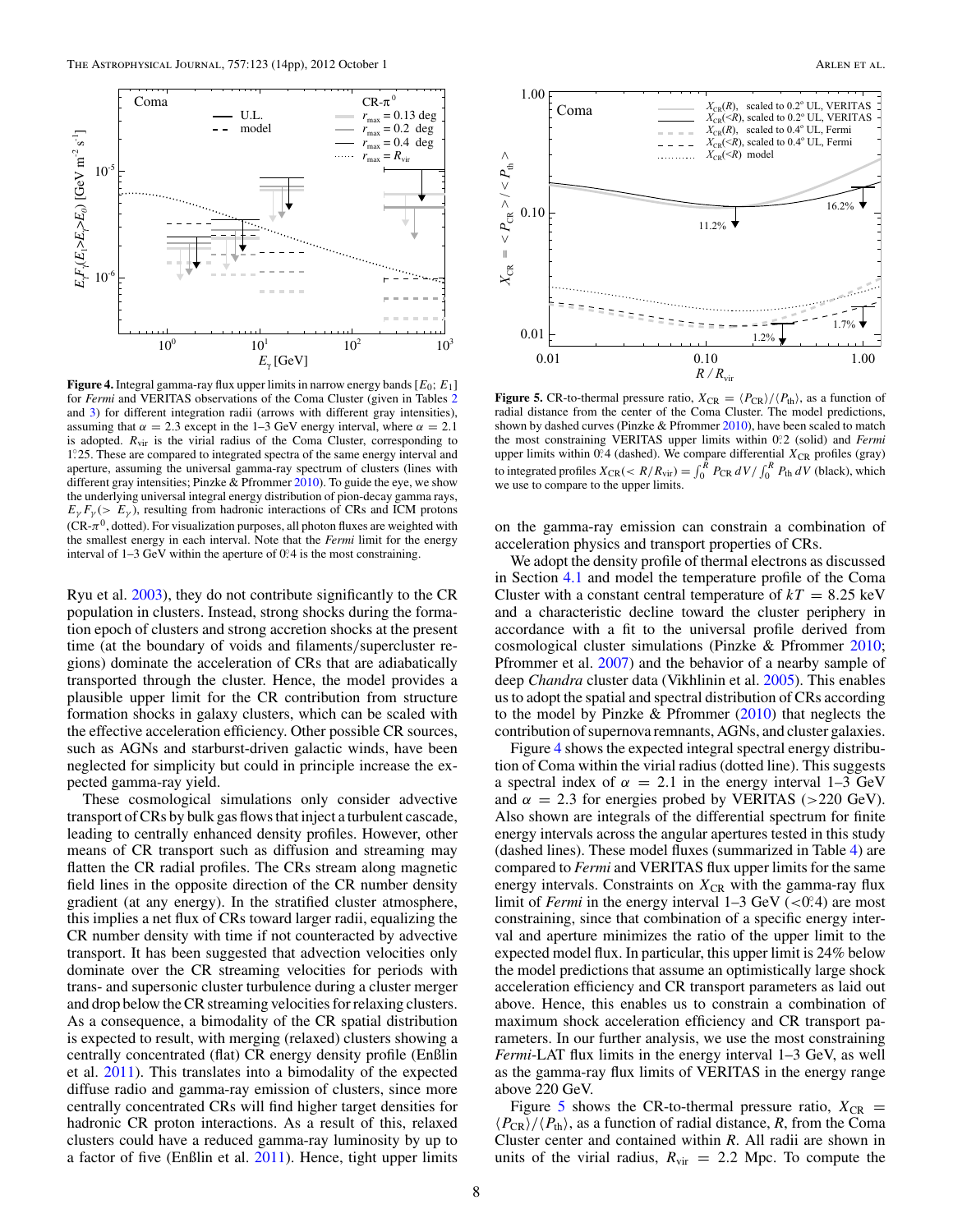**Figure 4.** Integral gamma-ray flux upper limits in narrow energy bands [$E_0$; $E_1$] for *Fermi* and VERITAS observations of the Coma Cluster (given in Tables 2 and 3) for different integration radii (arrows with different gray intensities), assuming that $\alpha = 2.3$ except in the 1–3 GeV energy interval, where $\alpha = 2.1$ is adopted. $R_{\rm vir}$ is the virial radius of the Coma Cluster, corresponding to 1°.25. These are compared to integrated spectra of the same energy interval and aperture, assuming the universal gamma-ray spectrum of clusters (lines with different gray intensities; Pinzke & Pfrommer 2010). To guide the eye, we show the underlying universal integral energy distribution of pion-decay gamma rays, $E_\gamma F_\gamma(> E_\gamma)$, resulting from hadronic interactions of CRs and ICM protons (CR-$\pi^0$, dotted). For visualization purposes, all photon fluxes are weighted with the smallest energy in each interval. Note that the *Fermi* limit for the energy interval of 1–3 GeV within the aperture of 0°.4 is the most constraining.

**Figure 5.** CR-to-thermal pressure ratio, $X_{\rm CR} = \langle P_{\rm CR}\rangle/\langle P_{\rm th}\rangle$, as a function of radial distance from the center of the Coma Cluster. The model predictions, shown by dashed curves (Pinzke & Pfrommer 2010), have been scaled to match the most constraining VERITAS upper limits within 0°.2 (solid) and *Fermi* upper limits within 0°.4 (dashed). We compare differential $X_{\rm CR}$ profiles (gray) to integrated profiles $X_{\rm CR}(< R/R_{\rm vir}) = \int_0^R P_{\rm CR}\,dV/\int_0^R P_{\rm th}\,dV$ (black), which we use to compare to the upper limits.

Ryu et al. 2003), they do not contribute significantly to the CR population in clusters. Instead, strong shocks during the formation epoch of clusters and strong accretion shocks at the present time (at the boundary of voids and filaments/supercluster regions) dominate the acceleration of CRs that are adiabatically transported through the cluster. Hence, the model provides a plausible upper limit for the CR contribution from structure formation shocks in galaxy clusters, which can be scaled with the effective acceleration efficiency. Other possible CR sources, such as AGNs and starburst-driven galactic winds, have been neglected for simplicity but could in principle increase the expected gamma-ray yield.

These cosmological simulations only consider advective transport of CRs by bulk gas flows that inject a turbulent cascade, leading to centrally enhanced density profiles. However, other means of CR transport such as diffusion and streaming may flatten the CR radial profiles. The CRs stream along magnetic field lines in the opposite direction of the CR number density gradient (at any energy). In the stratified cluster atmosphere, this implies a net flux of CRs toward larger radii, equalizing the CR number density with time if not counteracted by advective transport. It has been suggested that advection velocities only dominate over the CR streaming velocities for periods with trans- and supersonic cluster turbulence during a cluster merger and drop below the CR streaming velocities for relaxing clusters. As a consequence, a bimodality of the CR spatial distribution is expected to result, with merging (relaxed) clusters showing a centrally concentrated (flat) CR energy density profile (Enßlin et al. 2011). This translates into a bimodality of the expected diffuse radio and gamma-ray emission of clusters, since more centrally concentrated CRs will find higher target densities for hadronic CR proton interactions. As a result of this, relaxed clusters could have a reduced gamma-ray luminosity by up to a factor of five (Enßlin et al. 2011). Hence, tight upper limits on the gamma-ray emission can constrain a combination of acceleration physics and transport properties of CRs.

We adopt the density profile of thermal electrons as discussed in Section 4.1 and model the temperature profile of the Coma Cluster with a constant central temperature of $kT = 8.25$ keV and a characteristic decline toward the cluster periphery in accordance with a fit to the universal profile derived from cosmological cluster simulations (Pinzke & Pfrommer 2010; Pfrommer et al. 2007) and the behavior of a nearby sample of deep *Chandra* cluster data (Vikhlinin et al. 2005). This enables us to adopt the spatial and spectral distribution of CRs according to the model by Pinzke & Pfrommer (2010) that neglects the contribution of supernova remnants, AGNs, and cluster galaxies.

Figure 4 shows the expected integral spectral energy distribution of Coma within the virial radius (dotted line). This suggests a spectral index of $\alpha = 2.1$ in the energy interval 1–3 GeV and $\alpha = 2.3$ for energies probed by VERITAS (>220 GeV). Also shown are integrals of the differential spectrum for finite energy intervals across the angular apertures tested in this study (dashed lines). These model fluxes (summarized in Table 4) are compared to *Fermi* and VERITAS flux upper limits for the same energy intervals. Constraints on $X_{\rm CR}$ with the gamma-ray flux limit of *Fermi* in the energy interval 1–3 GeV (<0°.4) are most constraining, since that combination of a specific energy interval and aperture minimizes the ratio of the upper limit to the expected model flux. In particular, this upper limit is 24% below the model predictions that assume an optimistically large shock acceleration efficiency and CR transport parameters as laid out above. Hence, this enables us to constrain a combination of maximum shock acceleration efficiency and CR transport parameters. In our further analysis, we use the most constraining *Fermi*-LAT flux limits in the energy interval 1–3 GeV, as well as the gamma-ray flux limits of VERITAS in the energy range above 220 GeV.

Figure 5 shows the CR-to-thermal pressure ratio, $X_{\rm CR} = \langle P_{\rm CR}\rangle/\langle P_{\rm th}\rangle$, as a function of radial distance, $R$, from the Coma Cluster center and contained within $R$. All radii are shown in units of the virial radius, $R_{\rm vir} = 2.2$ Mpc. To compute the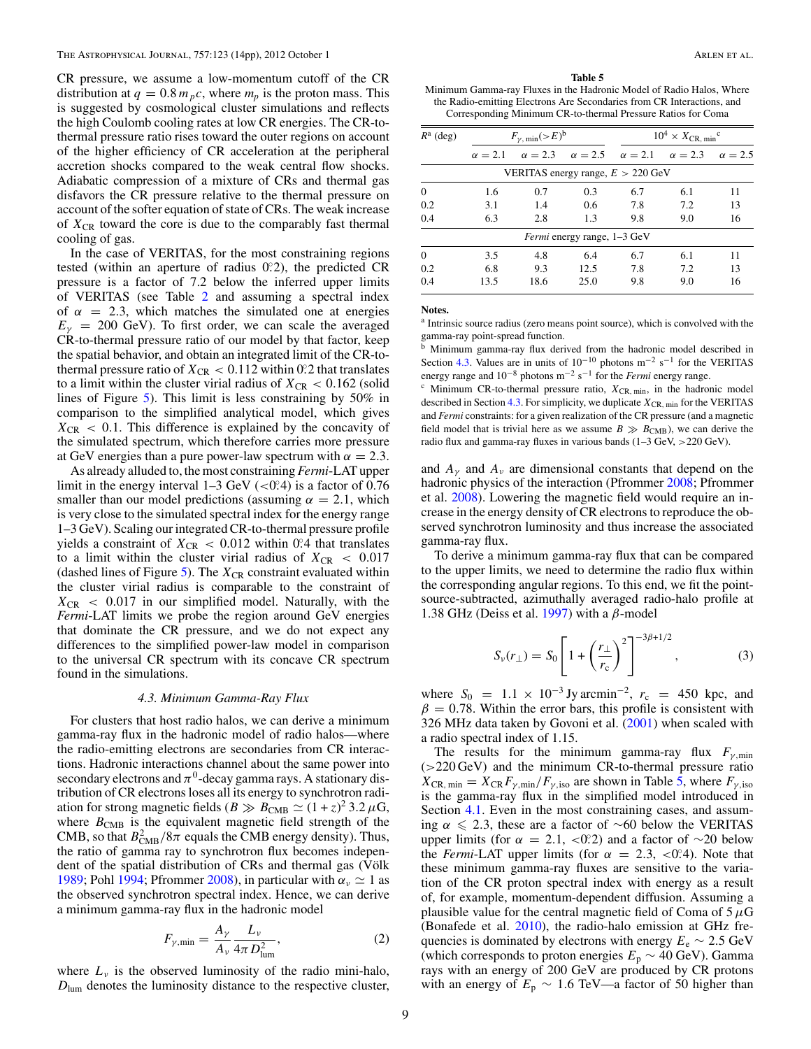CR pressure, we assume a low-momentum cutoff of the CR distribution at $q = 0.8\,m_p c$, where $m_p$ is the proton mass. This is suggested by cosmological cluster simulations and reflects the high Coulomb cooling rates at low CR energies. The CR-to-thermal pressure ratio rises toward the outer regions on account of the higher efficiency of CR acceleration at the peripheral accretion shocks compared to the weak central flow shocks. Adiabatic compression of a mixture of CRs and thermal gas disfavors the CR pressure relative to the thermal pressure on account of the softer equation of state of CRs. The weak increase of $X_{\rm CR}$ toward the core is due to the comparably fast thermal cooling of gas.

In the case of VERITAS, for the most constraining regions tested (within an aperture of radius 0.°2), the predicted CR pressure is a factor of 7.2 below the inferred upper limits of VERITAS (see Table 2 and assuming a spectral index of $\alpha = 2.3$, which matches the simulated one at energies $E_\gamma = 200$ GeV). To first order, we can scale the averaged CR-to-thermal pressure ratio of our model by that factor, keep the spatial behavior, and obtain an integrated limit of the CR-to-thermal pressure ratio of $X_{\rm CR} < 0.112$ within 0.°2 that translates to a limit within the cluster virial radius of $X_{\rm CR} < 0.162$ (solid lines of Figure 5). This limit is less constraining by 50% in comparison to the simplified analytical model, which gives $X_{\rm CR} < 0.1$. This difference is explained by the concavity of the simulated spectrum, which therefore carries more pressure at GeV energies than a pure power-law spectrum with $\alpha = 2.3$.

As already alluded to, the most constraining *Fermi*-LAT upper limit in the energy interval 1–3 GeV (<0.°4) is a factor of 0.76 smaller than our model predictions (assuming $\alpha = 2.1$, which is very close to the simulated spectral index for the energy range 1–3 GeV). Scaling our integrated CR-to-thermal pressure profile yields a constraint of $X_{\rm CR} < 0.012$ within 0.°4 that translates to a limit within the cluster virial radius of $X_{\rm CR} < 0.017$ (dashed lines of Figure 5). The $X_{\rm CR}$ constraint evaluated within the cluster virial radius is comparable to the constraint of $X_{\rm CR} < 0.017$ in our simplified model. Naturally, with the *Fermi*-LAT limits we probe the region around GeV energies that dominate the CR pressure, and we do not expect any differences to the simplified power-law model in comparison to the universal CR spectrum with its concave CR spectrum found in the simulations.

### 4.3. Minimum Gamma-Ray Flux

For clusters that host radio halos, we can derive a minimum gamma-ray flux in the hadronic model of radio halos—where the radio-emitting electrons are secondaries from CR interactions. Hadronic interactions channel about the same power into secondary electrons and $\pi^0$-decay gamma rays. A stationary distribution of CR electrons loses all its energy to synchrotron radiation for strong magnetic fields ($B \gg B_{\rm CMB} \simeq (1+z)^2\, 3.2\,\mu$G, where $B_{\rm CMB}$ is the equivalent magnetic field strength of the CMB, so that $B_{\rm CMB}^2/8\pi$ equals the CMB energy density). Thus, the ratio of gamma ray to synchrotron flux becomes independent of the spatial distribution of CRs and thermal gas (Völk 1989; Pohl 1994; Pfrommer 2008), in particular with $\alpha_\nu \simeq 1$ as the observed synchrotron spectral index. Hence, we can derive a minimum gamma-ray flux in the hadronic model

$$F_{\gamma,\rm min} = \frac{A_\gamma}{A_\nu} \frac{L_\nu}{4\pi D_{\rm lum}^2}, \qquad (2)$$

where $L_\nu$ is the observed luminosity of the radio mini-halo, $D_{\rm lum}$ denotes the luminosity distance to the respective cluster, and $A_\gamma$ and $A_\nu$ are dimensional constants that depend on the hadronic physics of the interaction (Pfrommer 2008; Pfrommer et al. 2008). Lowering the magnetic field would require an increase in the energy density of CR electrons to reproduce the observed synchrotron luminosity and thus increase the associated gamma-ray flux.

**Table 5**

Minimum Gamma-ray Fluxes in the Hadronic Model of Radio Halos, Where the Radio-emitting Electrons Are Secondaries from CR Interactions, and Corresponding Minimum CR-to-thermal Pressure Ratios for Coma

| $R$[a] (deg) | $F_{\gamma,\rm min}(>E)$[b] | | | $10^4 \times X_{\rm CR,\,min}$[c] | | |
|---|---|---|---|---|---|---|
| | $\alpha = 2.1$ | $\alpha = 2.3$ | $\alpha = 2.5$ | $\alpha = 2.1$ | $\alpha = 2.3$ | $\alpha = 2.5$ |
| VERITAS energy range, $E > 220$ GeV | | | | | | |
| 0 | 1.6 | 0.7 | 0.3 | 6.7 | 6.1 | 11 |
| 0.2 | 3.1 | 1.4 | 0.6 | 7.8 | 7.2 | 13 |
| 0.4 | 6.3 | 2.8 | 1.3 | 9.8 | 9.0 | 16 |
| *Fermi* energy range, 1–3 GeV | | | | | | |
| 0 | 3.5 | 4.8 | 6.4 | 6.7 | 6.1 | 11 |
| 0.2 | 6.8 | 9.3 | 12.5 | 7.8 | 7.2 | 13 |
| 0.4 | 13.5 | 18.6 | 25.0 | 9.8 | 9.0 | 16 |

**Notes.**

[a] Intrinsic source radius (zero means point source), which is convolved with the gamma-ray point-spread function.

[b] Minimum gamma-ray flux derived from the hadronic model described in Section 4.3. Values are in units of $10^{-10}$ photons m$^{-2}$ s$^{-1}$ for the VERITAS energy range and $10^{-8}$ photons m$^{-2}$ s$^{-1}$ for the *Fermi* energy range.

[c] Minimum CR-to-thermal pressure ratio, $X_{\rm CR,\,min}$, in the hadronic model described in Section 4.3. For simplicity, we duplicate $X_{\rm CR,\,min}$ for the VERITAS and *Fermi* constraints: for a given realization of the CR pressure (and a magnetic field model that is trivial here as we assume $B \gg B_{\rm CMB}$), we can derive the radio flux and gamma-ray fluxes in various bands (1–3 GeV, >220 GeV).

To derive a minimum gamma-ray flux that can be compared to the upper limits, we need to determine the radio flux within the corresponding angular regions. To this end, we fit the point-source-subtracted, azimuthally averaged radio-halo profile at 1.38 GHz (Deiss et al. 1997) with a $\beta$-model

$$S_\nu(r_\perp) = S_0\left[1 + \left(\frac{r_\perp}{r_{\rm c}}\right)^2\right]^{-3\beta+1/2}, \qquad (3)$$

where $S_0 = 1.1 \times 10^{-3}$ Jy arcmin$^{-2}$, $r_{\rm c} = 450$ kpc, and $\beta = 0.78$. Within the error bars, this profile is consistent with 326 MHz data taken by Govoni et al. (2001) when scaled with a radio spectral index of 1.15.

The results for the minimum gamma-ray flux $F_{\gamma,\rm min}$ (>220 GeV) and the minimum CR-to-thermal pressure ratio $X_{\rm CR,\,min} = X_{\rm CR} F_{\gamma,\rm min}/F_{\gamma,\rm iso}$ are shown in Table 5, where $F_{\gamma,\rm iso}$ is the gamma-ray flux in the simplified model introduced in Section 4.1. Even in the most constraining cases, and assuming $\alpha \leqslant 2.3$, these are a factor of ~60 below the VERITAS upper limits (for $\alpha = 2.1$, <0.°2) and a factor of ~20 below the *Fermi*-LAT upper limits (for $\alpha = 2.3$, <0.°4). Note that these minimum gamma-ray fluxes are sensitive to the variation of the CR proton spectral index with energy as a result of, for example, momentum-dependent diffusion. Assuming a plausible value for the central magnetic field of Coma of $5\,\mu$G (Bonafede et al. 2010), the radio-halo emission at GHz frequencies is dominated by electrons with energy $E_{\rm e} \sim 2.5$ GeV (which corresponds to proton energies $E_{\rm p} \sim 40$ GeV). Gamma rays with an energy of 200 GeV are produced by CR protons with an energy of $E_{\rm p} \sim 1.6$ TeV—a factor of 50 higher than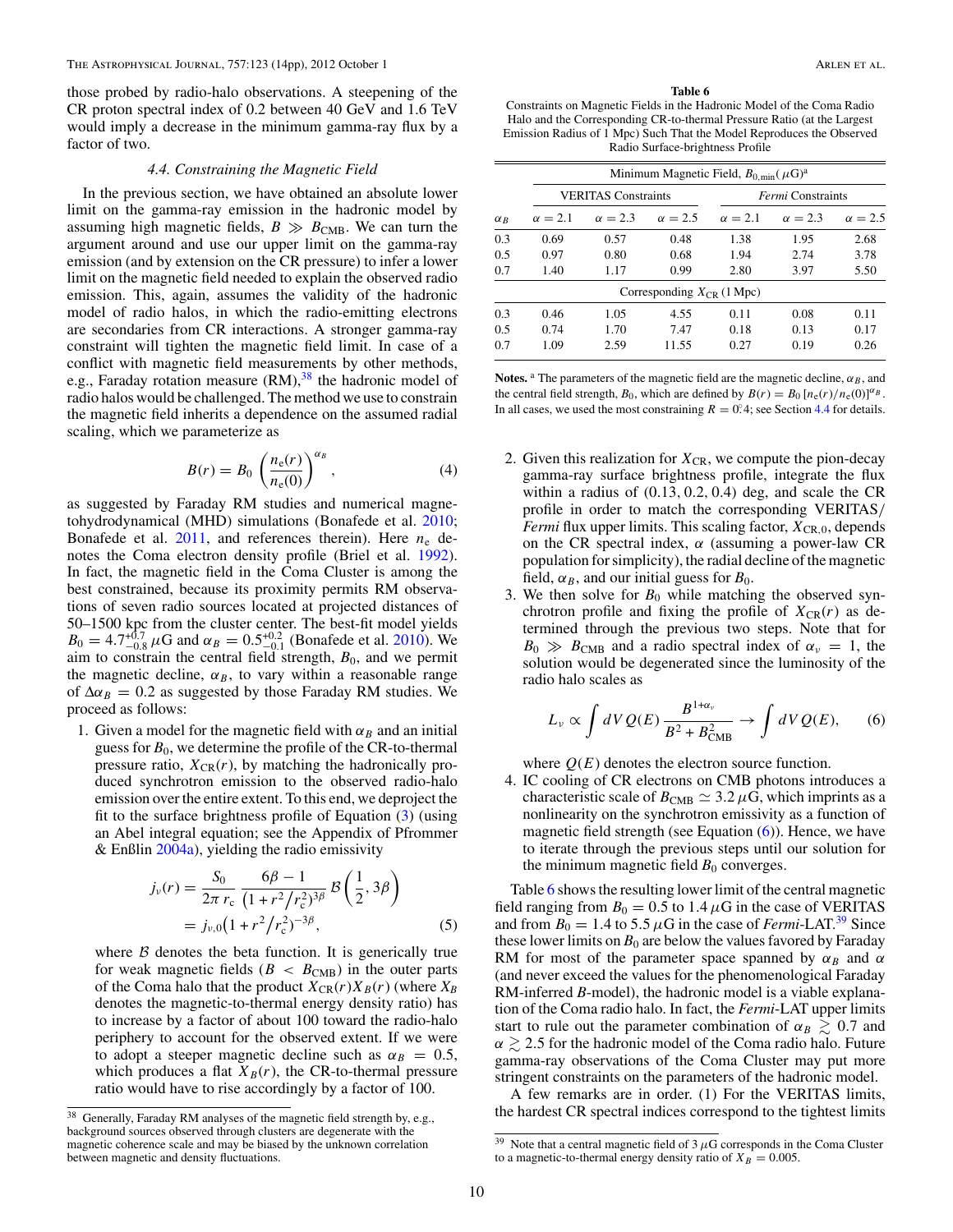those probed by radio-halo observations. A steepening of the CR proton spectral index of 0.2 between 40 GeV and 1.6 TeV would imply a decrease in the minimum gamma-ray flux by a factor of two.

### 4.4. Constraining the Magnetic Field

In the previous section, we have obtained an absolute lower limit on the gamma-ray emission in the hadronic model by assuming high magnetic fields, $B \gg B_{\rm CMB}$. We can turn the argument around and use our upper limit on the gamma-ray emission (and by extension on the CR pressure) to infer a lower limit on the magnetic field needed to explain the observed radio emission. This, again, assumes the validity of the hadronic model of radio halos, in which the radio-emitting electrons are secondaries from CR interactions. A stronger gamma-ray constraint will tighten the magnetic field limit. In case of a conflict with magnetic field measurements by other methods, e.g., Faraday rotation measure (RM),[38] the hadronic model of radio halos would be challenged. The method we use to constrain the magnetic field inherits a dependence on the assumed radial scaling, which we parameterize as

$$B(r) = B_0 \left(\frac{n_{\rm e}(r)}{n_{\rm e}(0)}\right)^{\alpha_B}, \quad (4)$$

as suggested by Faraday RM studies and numerical magnetohydrodynamical (MHD) simulations (Bonafede et al. 2010; Bonafede et al. 2011, and references therein). Here $n_{\rm e}$ denotes the Coma electron density profile (Briel et al. 1992). In fact, the magnetic field in the Coma Cluster is among the best constrained, because its proximity permits RM observations of seven radio sources located at projected distances of 50–1500 kpc from the cluster center. The best-fit model yields $B_0 = 4.7^{+0.7}_{-0.8}\,\mu$G and $\alpha_B = 0.5^{+0.2}_{-0.1}$ (Bonafede et al. 2010). We aim to constrain the central field strength, $B_0$, and we permit the magnetic decline, $\alpha_B$, to vary within a reasonable range of $\Delta\alpha_B = 0.2$ as suggested by those Faraday RM studies. We proceed as follows:

1. Given a model for the magnetic field with $\alpha_B$ and an initial guess for $B_0$, we determine the profile of the CR-to-thermal pressure ratio, $X_{\rm CR}(r)$, by matching the hadronically produced synchrotron emission to the observed radio-halo emission over the entire extent. To this end, we deproject the fit to the surface brightness profile of Equation (3) (using an Abel integral equation; see the Appendix of Pfrommer & Enßlin 2004a), yielding the radio emissivity

$$j_\nu(r) = \frac{S_0}{2\pi\, r_{\rm c}}\, \frac{6\beta - 1}{(1 + r^2/r_{\rm c}^2)^{3\beta}}\, \mathcal{B}\left(\frac{1}{2}, 3\beta\right) = j_{\nu,0}\left(1 + r^2/r_{\rm c}^2\right)^{-3\beta}, \quad (5)$$

where $\mathcal{B}$ denotes the beta function. It is generically true for weak magnetic fields ($B < B_{\rm CMB}$) in the outer parts of the Coma halo that the product $X_{\rm CR}(r)X_B(r)$ (where $X_B$ denotes the magnetic-to-thermal energy density ratio) has to increase by a factor of about 100 toward the radio-halo periphery to account for the observed extent. If we were to adopt a steeper magnetic decline such as $\alpha_B = 0.5$, which produces a flat $X_B(r)$, the CR-to-thermal pressure ratio would have to rise accordingly by a factor of 100.

2. Given this realization for $X_{\rm CR}$, we compute the pion-decay gamma-ray surface brightness profile, integrate the flux within a radius of (0.13, 0.2, 0.4) deg, and scale the CR profile in order to match the corresponding VERITAS/*Fermi* flux upper limits. This scaling factor, $X_{\rm CR,0}$, depends on the CR spectral index, $\alpha$ (assuming a power-law CR population for simplicity), the radial decline of the magnetic field, $\alpha_B$, and our initial guess for $B_0$.

3. We then solve for $B_0$ while matching the observed synchrotron profile and fixing the profile of $X_{\rm CR}(r)$ as determined through the previous two steps. Note that for $B_0 \gg B_{\rm CMB}$ and a radio spectral index of $\alpha_\nu = 1$, the solution would be degenerated since the luminosity of the radio halo scales as

$$L_\nu \propto \int dV\, Q(E)\, \frac{B^{1+\alpha_\nu}}{B^2 + B_{\rm CMB}^2} \to \int dV\, Q(E), \quad (6)$$

where $Q(E)$ denotes the electron source function.

4. IC cooling of CR electrons on CMB photons introduces a characteristic scale of $B_{\rm CMB} \simeq 3.2\,\mu$G, which imprints as a nonlinearity on the synchrotron emissivity as a function of magnetic field strength (see Equation (6)). Hence, we have to iterate through the previous steps until our solution for the minimum magnetic field $B_0$ converges.

**Table 6**
Constraints on Magnetic Fields in the Hadronic Model of the Coma Radio Halo and the Corresponding CR-to-thermal Pressure Ratio (at the Largest Emission Radius of 1 Mpc) Such That the Model Reproduces the Observed Radio Surface-brightness Profile

| | Minimum Magnetic Field, $B_{0,\rm min}$ ($\mu$G)[a] | | | | | |
|---|---|---|---|---|---|---|
| | VERITAS Constraints | | | *Fermi* Constraints | | |
| $\alpha_B$ | $\alpha = 2.1$ | $\alpha = 2.3$ | $\alpha = 2.5$ | $\alpha = 2.1$ | $\alpha = 2.3$ | $\alpha = 2.5$ |
| 0.3 | 0.69 | 0.57 | 0.48 | 1.38 | 1.95 | 2.68 |
| 0.5 | 0.97 | 0.80 | 0.68 | 1.94 | 2.74 | 3.78 |
| 0.7 | 1.40 | 1.17 | 0.99 | 2.80 | 3.97 | 5.50 |
| | Corresponding $X_{\rm CR}$ (1 Mpc) | | | | | |
| 0.3 | 0.46 | 1.05 | 4.55 | 0.11 | 0.08 | 0.11 |
| 0.5 | 0.74 | 1.70 | 7.47 | 0.18 | 0.13 | 0.17 |
| 0.7 | 1.09 | 2.59 | 11.55 | 0.27 | 0.19 | 0.26 |

**Notes.** [a] The parameters of the magnetic field are the magnetic decline, $\alpha_B$, and the central field strength, $B_0$, which are defined by $B(r) = B_0\,[n_{\rm e}(r)/n_{\rm e}(0)]^{\alpha_B}$. In all cases, we used the most constraining $R = 0.^\circ4$; see Section 4.4 for details.

Table 6 shows the resulting lower limit of the central magnetic field ranging from $B_0 = 0.5$ to $1.4\,\mu$G in the case of VERITAS and from $B_0 = 1.4$ to $5.5\,\mu$G in the case of *Fermi*-LAT.[39] Since these lower limits on $B_0$ are below the values favored by Faraday RM for most of the parameter space spanned by $\alpha_B$ and $\alpha$ (and never exceed the values for the phenomenological Faraday RM-inferred $B$-model), the hadronic model is a viable explanation of the Coma radio halo. In fact, the *Fermi*-LAT upper limits start to rule out the parameter combination of $\alpha_B \gtrsim 0.7$ and $\alpha \gtrsim 2.5$ for the hadronic model of the Coma radio halo. Future gamma-ray observations of the Coma Cluster may put more stringent constraints on the parameters of the hadronic model.

A few remarks are in order. (1) For the VERITAS limits, the hardest CR spectral indices correspond to the tightest limits

---

[38] Generally, Faraday RM analyses of the magnetic field strength by, e.g., background sources observed through clusters are degenerate with the magnetic coherence scale and may be biased by the unknown correlation between magnetic and density fluctuations.

[39] Note that a central magnetic field of 3 $\mu$G corresponds in the Coma Cluster to a magnetic-to-thermal energy density ratio of $X_B = 0.005$.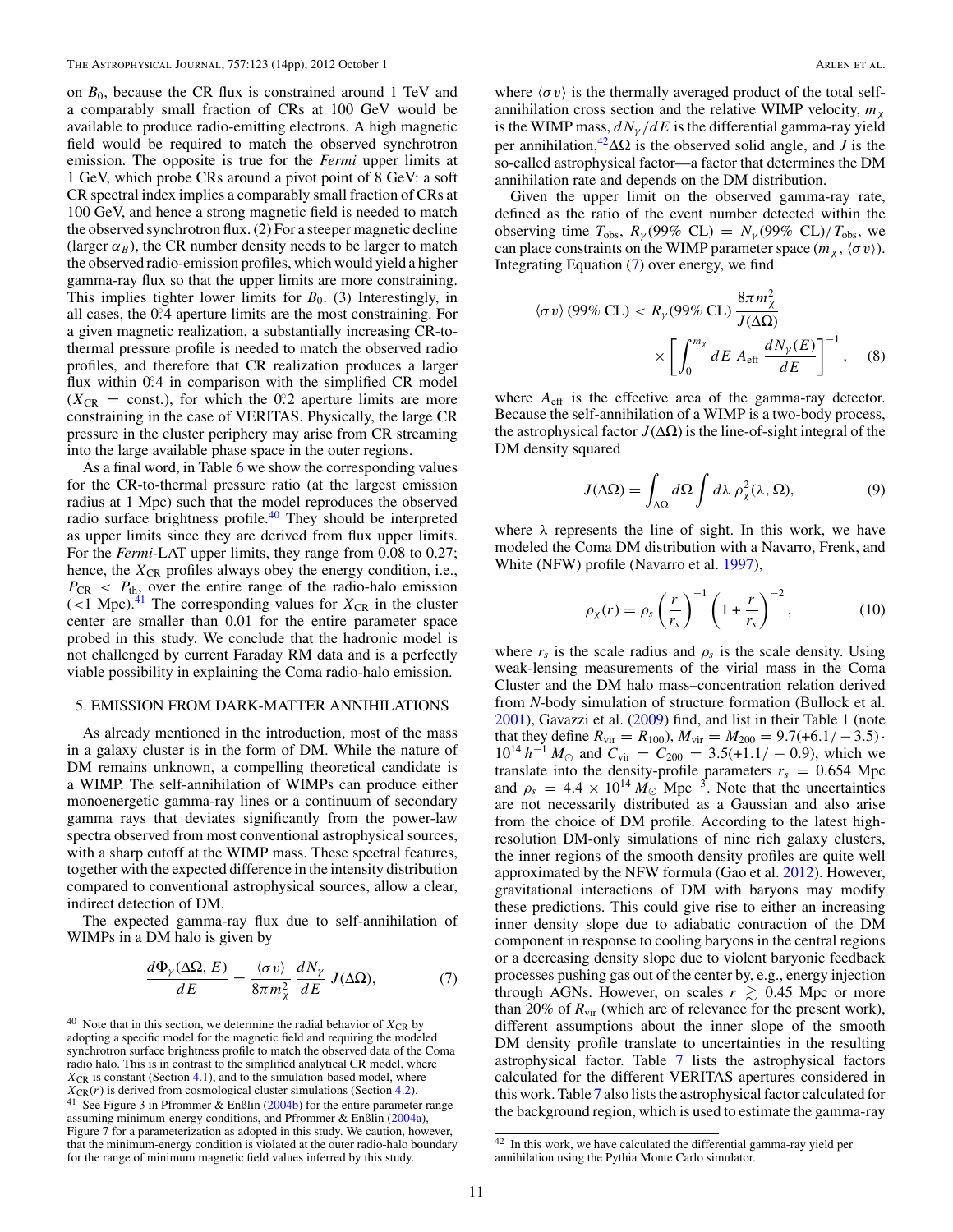on $B_0$, because the CR flux is constrained around 1 TeV and a comparably small fraction of CRs at 100 GeV would be available to produce radio-emitting electrons. A high magnetic field would be required to match the observed synchrotron emission. The opposite is true for the *Fermi* upper limits at 1 GeV, which probe CRs around a pivot point of 8 GeV: a soft CR spectral index implies a comparably small fraction of CRs at 100 GeV, and hence a strong magnetic field is needed to match the observed synchrotron flux. (2) For a steeper magnetic decline (larger $\alpha_B$), the CR number density needs to be larger to match the observed radio-emission profiles, which would yield a higher gamma-ray flux so that the upper limits are more constraining. This implies tighter lower limits for $B_0$. (3) Interestingly, in all cases, the 0°.4 aperture limits are the most constraining. For a given magnetic realization, a substantially increasing CR-to-thermal pressure profile is needed to match the observed radio profiles, and therefore that CR realization produces a larger flux within 0°.4 in comparison with the simplified CR model ($X_{\rm CR}$ = const.), for which the 0°.2 aperture limits are more constraining in the case of VERITAS. Physically, the large CR pressure in the cluster periphery may arise from CR streaming into the large available phase space in the outer regions.

As a final word, in Table 6 we show the corresponding values for the CR-to-thermal pressure ratio (at the largest emission radius at 1 Mpc) such that the model reproduces the observed radio surface brightness profile.[40] They should be interpreted as upper limits since they are derived from flux upper limits. For the *Fermi*-LAT upper limits, they range from 0.08 to 0.27; hence, the $X_{\rm CR}$ profiles always obey the energy condition, i.e., $P_{\rm CR} < P_{\rm th}$, over the entire range of the radio-halo emission (<1 Mpc).[41] The corresponding values for $X_{\rm CR}$ in the cluster center are smaller than 0.01 for the entire parameter space probed in this study. We conclude that the hadronic model is not challenged by current Faraday RM data and is a perfectly viable possibility in explaining the Coma radio-halo emission.

## 5. EMISSION FROM DARK-MATTER ANNIHILATIONS

As already mentioned in the introduction, most of the mass in a galaxy cluster is in the form of DM. While the nature of DM remains unknown, a compelling theoretical candidate is a WIMP. The self-annihilation of WIMPs can produce either monoenergetic gamma-ray lines or a continuum of secondary gamma rays that deviates significantly from the power-law spectra observed from most conventional astrophysical sources, with a sharp cutoff at the WIMP mass. These spectral features, together with the expected difference in the intensity distribution compared to conventional astrophysical sources, allow a clear, indirect detection of DM.

The expected gamma-ray flux due to self-annihilation of WIMPs in a DM halo is given by

$$\frac{d\Phi_\gamma(\Delta\Omega, E)}{dE} = \frac{\langle\sigma v\rangle}{8\pi m_\chi^2}\,\frac{dN_\gamma}{dE}\,J(\Delta\Omega), \qquad (7)$$

where $\langle\sigma v\rangle$ is the thermally averaged product of the total self-annihilation cross section and the relative WIMP velocity, $m_\chi$ is the WIMP mass, $dN_\gamma/dE$ is the differential gamma-ray yield per annihilation,[42] $\Delta\Omega$ is the observed solid angle, and $J$ is the so-called astrophysical factor—a factor that determines the DM annihilation rate and depends on the DM distribution.

Given the upper limit on the observed gamma-ray rate, defined as the ratio of the event number detected within the observing time $T_{\rm obs}$, $R_\gamma(99\%\ {\rm CL}) = N_\gamma(99\%\ {\rm CL})/T_{\rm obs}$, we can place constraints on the WIMP parameter space ($m_\chi$, $\langle\sigma v\rangle$). Integrating Equation (7) over energy, we find

$$\langle\sigma v\rangle\,(99\%\ {\rm CL}) < R_\gamma(99\%\ {\rm CL})\,\frac{8\pi m_\chi^2}{J(\Delta\Omega)} \times \left[\int_0^{m_\chi} dE\, A_{\rm eff}\,\frac{dN_\gamma(E)}{dE}\right]^{-1}, \qquad (8)$$

where $A_{\rm eff}$ is the effective area of the gamma-ray detector. Because the self-annihilation of a WIMP is a two-body process, the astrophysical factor $J(\Delta\Omega)$ is the line-of-sight integral of the DM density squared

$$J(\Delta\Omega) = \int_{\Delta\Omega} d\Omega \int d\lambda\, \rho_\chi^2(\lambda, \Omega), \qquad (9)$$

where $\lambda$ represents the line of sight. In this work, we have modeled the Coma DM distribution with a Navarro, Frenk, and White (NFW) profile (Navarro et al. 1997),

$$\rho_\chi(r) = \rho_s\left(\frac{r}{r_s}\right)^{-1}\left(1+\frac{r}{r_s}\right)^{-2}, \qquad (10)$$

where $r_s$ is the scale radius and $\rho_s$ is the scale density. Using weak-lensing measurements of the virial mass in the Coma Cluster and the DM halo mass–concentration relation derived from $N$-body simulation of structure formation (Bullock et al. 2001), Gavazzi et al. (2009) find, and list in their Table 1 (note that they define $R_{\rm vir} = R_{100}$), $M_{\rm vir} = M_{200} = 9.7(+6.1/-3.5)\cdot 10^{14}\,h^{-1}\,M_\odot$ and $C_{\rm vir} = C_{200} = 3.5(+1.1/-0.9)$, which we translate into the density-profile parameters $r_s = 0.654$ Mpc and $\rho_s = 4.4\times 10^{14}\,M_\odot\,{\rm Mpc}^{-3}$. Note that the uncertainties are not necessarily distributed as a Gaussian and also arise from the choice of DM profile. According to the latest high-resolution DM-only simulations of nine rich galaxy clusters, the inner regions of the smooth density profiles are quite well approximated by the NFW formula (Gao et al. 2012). However, gravitational interactions of DM with baryons may modify these predictions. This could give rise to either an increasing inner density slope due to adiabatic contraction of the DM component in response to cooling baryons in the central regions or a decreasing density slope due to violent baryonic feedback processes pushing gas out of the center by, e.g., energy injection through AGNs. However, on scales $r \gtrsim 0.45$ Mpc or more than 20% of $R_{\rm vir}$ (which are of relevance for the present work), different assumptions about the inner slope of the smooth DM density profile translate to uncertainties in the resulting astrophysical factor. Table 7 lists the astrophysical factors calculated for the different VERITAS apertures considered in this work. Table 7 also lists the astrophysical factor calculated for the background region, which is used to estimate the gamma-ray

---

[40] Note that in this section, we determine the radial behavior of $X_{\rm CR}$ by adopting a specific model for the magnetic field and requiring the modeled synchrotron surface brightness profile to match the observed data of the Coma radio halo. This is in contrast to the simplified analytical CR model, where $X_{\rm CR}$ is constant (Section 4.1), and to the simulation-based model, where $X_{\rm CR}(r)$ is derived from cosmological cluster simulations (Section 4.2).

[41] See Figure 3 in Pfrommer & Enßlin (2004b) for the entire parameter range assuming minimum-energy conditions, and Pfrommer & Enßlin (2004a), Figure 7 for a parameterization as adopted in this study. We caution, however, that the minimum-energy condition is violated at the outer radio-halo boundary for the range of minimum magnetic field values inferred by this study.

[42] In this work, we have calculated the differential gamma-ray yield per annihilation using the Pythia Monte Carlo simulator.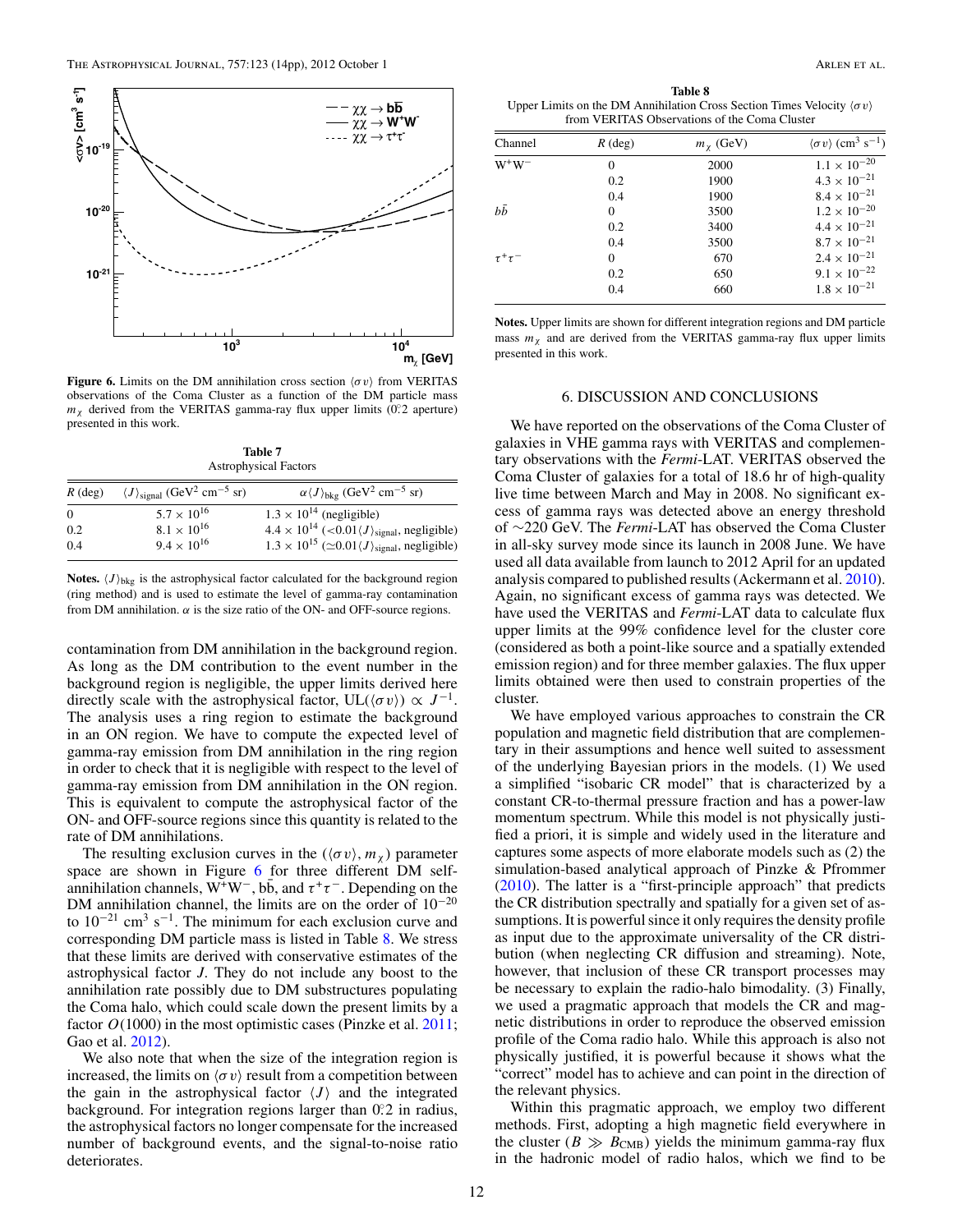**Figure 6.** Limits on the DM annihilation cross section $\langle \sigma v \rangle$ from VERITAS observations of the Coma Cluster as a function of the DM particle mass $m_\chi$ derived from the VERITAS gamma-ray flux upper limits (0°.2 aperture) presented in this work.

**Table 7**
Astrophysical Factors

| $R$ (deg) | $\langle J \rangle_{\rm signal}$ (GeV$^2$ cm$^{-5}$ sr) | $\alpha \langle J \rangle_{\rm bkg}$ (GeV$^2$ cm$^{-5}$ sr) |
|---|---|---|
| 0 | $5.7 \times 10^{16}$ | $1.3 \times 10^{14}$ (negligible) |
| 0.2 | $8.1 \times 10^{16}$ | $4.4 \times 10^{14}$ ($<0.01 \langle J \rangle_{\rm signal}$, negligible) |
| 0.4 | $9.4 \times 10^{16}$ | $1.3 \times 10^{15}$ ($\simeq 0.01 \langle J \rangle_{\rm signal}$, negligible) |

**Notes.** $\langle J \rangle_{\rm bkg}$ is the astrophysical factor calculated for the background region (ring method) and is used to estimate the level of gamma-ray contamination from DM annihilation. $\alpha$ is the size ratio of the ON- and OFF-source regions.

contamination from DM annihilation in the background region. As long as the DM contribution to the event number in the background region is negligible, the upper limits derived here directly scale with the astrophysical factor, UL($\langle \sigma v \rangle$) $\propto J^{-1}$. The analysis uses a ring region to estimate the background in an ON region. We have to compute the expected level of gamma-ray emission from DM annihilation in the ring region in order to check that it is negligible with respect to the level of gamma-ray emission from DM annihilation in the ON region. This is equivalent to compute the astrophysical factor of the ON- and OFF-source regions since this quantity is related to the rate of DM annihilations.

The resulting exclusion curves in the ($\langle \sigma v \rangle$, $m_\chi$) parameter space are shown in Figure 6 for three different DM self-annihilation channels, $W^+W^-$, $b\bar{b}$, and $\tau^+\tau^-$. Depending on the DM annihilation channel, the limits are on the order of $10^{-20}$ to $10^{-21}$ cm$^3$ s$^{-1}$. The minimum for each exclusion curve and corresponding DM particle mass is listed in Table 8. We stress that these limits are derived with conservative estimates of the astrophysical factor $J$. They do not include any boost to the annihilation rate possibly due to DM substructures populating the Coma halo, which could scale down the present limits by a factor $O(1000)$ in the most optimistic cases (Pinzke et al. 2011; Gao et al. 2012).

We also note that when the size of the integration region is increased, the limits on $\langle \sigma v \rangle$ result from a competition between the gain in the astrophysical factor $\langle J \rangle$ and the integrated background. For integration regions larger than 0°.2 in radius, the astrophysical factors no longer compensate for the increased number of background events, and the signal-to-noise ratio deteriorates.

**Table 8**
Upper Limits on the DM Annihilation Cross Section Times Velocity $\langle \sigma v \rangle$ from VERITAS Observations of the Coma Cluster

| Channel | $R$ (deg) | $m_\chi$ (GeV) | $\langle \sigma v \rangle$ (cm$^3$ s$^{-1}$) |
|---|---|---|---|
| $W^+W^-$ | 0 | 2000 | $1.1 \times 10^{-20}$ |
| | 0.2 | 1900 | $4.3 \times 10^{-21}$ |
| | 0.4 | 1900 | $8.4 \times 10^{-21}$ |
| $b\bar{b}$ | 0 | 3500 | $1.2 \times 10^{-20}$ |
| | 0.2 | 3400 | $4.4 \times 10^{-21}$ |
| | 0.4 | 3500 | $8.7 \times 10^{-21}$ |
| $\tau^+\tau^-$ | 0 | 670 | $2.4 \times 10^{-21}$ |
| | 0.2 | 650 | $9.1 \times 10^{-22}$ |
| | 0.4 | 660 | $1.8 \times 10^{-21}$ |

**Notes.** Upper limits are shown for different integration regions and DM particle mass $m_\chi$ and are derived from the VERITAS gamma-ray flux upper limits presented in this work.

## 6. DISCUSSION AND CONCLUSIONS

We have reported on the observations of the Coma Cluster of galaxies in VHE gamma rays with VERITAS and complementary observations with the *Fermi*-LAT. VERITAS observed the Coma Cluster of galaxies for a total of 18.6 hr of high-quality live time between March and May in 2008. No significant excess of gamma rays was detected above an energy threshold of ~220 GeV. The *Fermi*-LAT has observed the Coma Cluster in all-sky survey mode since its launch in 2008 June. We have used all data available from launch to 2012 April for an updated analysis compared to published results (Ackermann et al. 2010). Again, no significant excess of gamma rays was detected. We have used the VERITAS and *Fermi*-LAT data to calculate flux upper limits at the 99% confidence level for the cluster core (considered as both a point-like source and a spatially extended emission region) and for three member galaxies. The flux upper limits obtained were then used to constrain properties of the cluster.

We have employed various approaches to constrain the CR population and magnetic field distribution that are complementary in their assumptions and hence well suited to assessment of the underlying Bayesian priors in the models. (1) We used a simplified "isobaric CR model" that is characterized by a constant CR-to-thermal pressure fraction and has a power-law momentum spectrum. While this model is not physically justified a priori, it is simple and widely used in the literature and captures some aspects of more elaborate models such as (2) the simulation-based analytical approach of Pinzke & Pfrommer (2010). The latter is a "first-principle approach" that predicts the CR distribution spectrally and spatially for a given set of assumptions. It is powerful since it only requires the density profile as input due to the approximate universality of the CR distribution (when neglecting CR diffusion and streaming). Note, however, that inclusion of these CR transport processes may be necessary to explain the radio-halo bimodality. (3) Finally, we used a pragmatic approach that models the CR and magnetic distributions in order to reproduce the observed emission profile of the Coma radio halo. While this approach is also not physically justified, it is powerful because it shows what the "correct" model has to achieve and can point in the direction of the relevant physics.

Within this pragmatic approach, we employ two different methods. First, adopting a high magnetic field everywhere in the cluster ($B \gg B_{\rm CMB}$) yields the minimum gamma-ray flux in the hadronic model of radio halos, which we find to be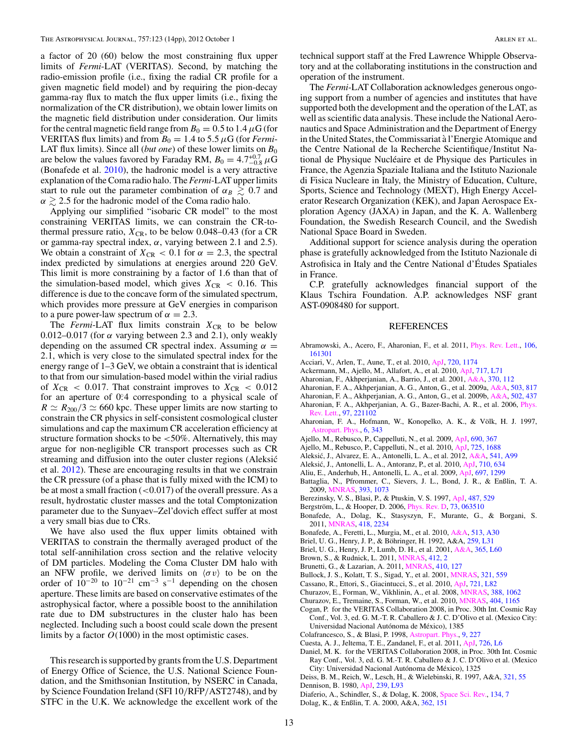a factor of 20 (60) below the most constraining flux upper limits of *Fermi*-LAT (VERITAS). Second, by matching the radio-emission profile (i.e., fixing the radial CR profile for a given magnetic field model) and by requiring the pion-decay gamma-ray flux to match the flux upper limits (i.e., fixing the normalization of the CR distribution), we obtain lower limits on the magnetic field distribution under consideration. Our limits for the central magnetic field range from $B_0 = 0.5$ to $1.4\,\mu$G (for VERITAS flux limits) and from $B_0 = 1.4$ to $5.5\,\mu$G (for *Fermi*-LAT flux limits). Since all (*but one*) of these lower limits on $B_0$ are below the values favored by Faraday RM, $B_0 = 4.7^{+0.7}_{-0.8}\,\mu$G (Bonafede et al. 2010), the hadronic model is a very attractive explanation of the Coma radio halo. The *Fermi*-LAT upper limits start to rule out the parameter combination of $\alpha_B \gtrsim 0.7$ and $\alpha \gtrsim 2.5$ for the hadronic model of the Coma radio halo.

Applying our simplified "isobaric CR model" to the most constraining VERITAS limits, we can constrain the CR-to-thermal pressure ratio, $X_{\rm CR}$, to be below 0.048–0.43 (for a CR or gamma-ray spectral index, $\alpha$, varying between 2.1 and 2.5). We obtain a constraint of $X_{\rm CR} < 0.1$ for $\alpha = 2.3$, the spectral index predicted by simulations at energies around 220 GeV. This limit is more constraining by a factor of 1.6 than that of the simulation-based model, which gives $X_{\rm CR} < 0.16$. This difference is due to the concave form of the simulated spectrum, which provides more pressure at GeV energies in comparison to a pure power-law spectrum of $\alpha = 2.3$.

The *Fermi*-LAT flux limits constrain $X_{\rm CR}$ to be below 0.012–0.017 (for $\alpha$ varying between 2.3 and 2.1), only weakly depending on the assumed CR spectral index. Assuming $\alpha = 2.1$, which is very close to the simulated spectral index for the energy range of 1–3 GeV, we obtain a constraint that is identical to that from our simulation-based model within the virial radius of $X_{\rm CR} < 0.017$. That constraint improves to $X_{\rm CR} < 0.012$ for an aperture of $0.^\circ 4$ corresponding to a physical scale of $R \simeq R_{200}/3 \simeq 660$ kpc. These upper limits are now starting to constrain the CR physics in self-consistent cosmological cluster simulations and cap the maximum CR acceleration efficiency at structure formation shocks to be <50%. Alternatively, this may argue for non-negligible CR transport processes such as CR streaming and diffusion into the outer cluster regions (Aleksić et al. 2012). These are encouraging results in that we constrain the CR pressure (of a phase that is fully mixed with the ICM) to be at most a small fraction (<0.017) of the overall pressure. As a result, hydrostatic cluster masses and the total Comptonization parameter due to the Sunyaev–Zel'dovich effect suffer at most a very small bias due to CRs.

We have also used the flux upper limits obtained with VERITAS to constrain the thermally averaged product of the total self-annihilation cross section and the relative velocity of DM particles. Modeling the Coma Cluster DM halo with an NFW profile, we derived limits on $\langle \sigma v \rangle$ to be on the order of $10^{-20}$ to $10^{-21}$ cm$^{-3}$ s$^{-1}$ depending on the chosen aperture. These limits are based on conservative estimates of the astrophysical factor, where a possible boost to the annihilation rate due to DM substructures in the cluster halo has been neglected. Including such a boost could scale down the present limits by a factor $O(1000)$ in the most optimistic cases.

This research is supported by grants from the U.S. Department of Energy Office of Science, the U.S. National Science Foundation, and the Smithsonian Institution, by NSERC in Canada, by Science Foundation Ireland (SFI 10/RFP/AST2748), and by STFC in the U.K. We acknowledge the excellent work of the technical support staff at the Fred Lawrence Whipple Observatory and at the collaborating institutions in the construction and operation of the instrument.

The *Fermi*-LAT Collaboration acknowledges generous ongoing support from a number of agencies and institutes that have supported both the development and the operation of the LAT, as well as scientific data analysis. These include the National Aeronautics and Space Administration and the Department of Energy in the United States, the Commissariat à l'Energie Atomique and the Centre National de la Recherche Scientifique/Institut National de Physique Nucléaire et de Physique des Particules in France, the Agenzia Spaziale Italiana and the Istituto Nazionale di Fisica Nucleare in Italy, the Ministry of Education, Culture, Sports, Science and Technology (MEXT), High Energy Accelerator Research Organization (KEK), and Japan Aerospace Exploration Agency (JAXA) in Japan, and the K. A. Wallenberg Foundation, the Swedish Research Council, and the Swedish National Space Board in Sweden.

Additional support for science analysis during the operation phase is gratefully acknowledged from the Istituto Nazionale di Astrofisica in Italy and the Centre National d'Études Spatiales in France.

C.P. gratefully acknowledges financial support of the Klaus Tschira Foundation. A.P. acknowledges NSF grant AST-0908480 for support.

## REFERENCES

Abramowski, A., Acero, F., Aharonian, F., et al. 2011, Phys. Rev. Lett., 106, 161301

Acciari, V., Arlen, T., Aune, T., et al. 2010, ApJ, 720, 1174

Ackermann, M., Ajello, M., Allafort, A., et al. 2010, ApJ, 717, L71

Aharonian, F., Akhperjanian, A., Barrio, J., et al. 2001, A&A, 370, 112

Aharonian, F. A., Akhperjanian, A. G., Anton, G., et al. 2009a, A&A, 503, 817

Aharonian, F. A., Akhperjanian, A. G., Anton, G., et al. 2009b, A&A, 502, 437

Aharonian, F. A., Akhperjanian, A. G., Bazer-Bachi, A. R., et al. 2006, Phys. Rev. Lett., 97, 221102

Aharonian, F. A., Hofmann, W., Konopelko, A. K., & Völk, H. J. 1997, Astropart. Phys., 6, 343

Ajello, M., Rebusco, P., Cappelluti, N., et al. 2009, ApJ, 690, 367

Ajello, M., Rebusco, P., Cappelluti, N., et al. 2010, ApJ, 725, 1688

Aleksić, J., Alvarez, E. A., Antonelli, L. A., et al. 2012, A&A, 541, A99

Aleksić, J., Antonelli, L. A., Antoranz, P., et al. 2010, ApJ, 710, 634

Aliu, E., Anderhub, H., Antonelli, L. A., et al. 2009, ApJ, 697, 1299

Battaglia, N., Pfrommer, C., Sievers, J. L., Bond, J. R., & Enßlin, T. A. 2009, MNRAS, 393, 1073

Berezinsky, V. S., Blasi, P., & Ptuskin, V. S. 1997, ApJ, 487, 529

Bergström, L., & Hooper, D. 2006, Phys. Rev. D, 73, 063510

Bonafede, A., Dolag, K., Stasyszyn, F., Murante, G., & Borgani, S. 2011, MNRAS, 418, 2234

Bonafede, A., Feretti, L., Murgia, M., et al. 2010, A&A, 513, A30

Briel, U. G., Henry, J. P., & Böhringer, H. 1992, A&A, 259, L31

Briel, U. G., Henry, J. P., Lumb, D. H., et al. 2001, A&A, 365, L60

Brown, S., & Rudnick, L. 2011, MNRAS, 412, 2

Brunetti, G., & Lazarian, A. 2011, MNRAS, 410, 127

Bullock, J. S., Kolatt, T. S., Sigad, Y., et al. 2001, MNRAS, 321, 559

Cassano, R., Ettori, S., Giacintucci, S., et al. 2010, ApJ, 721, L82

Churazov, E., Forman, W., Vikhlinin, A., et al. 2008, MNRAS, 388, 1062

Churazov, E., Tremaine, S., Forman, W., et al. 2010, MNRAS, 404, 1165

Cogan, P. for the VERITAS Collaboration 2008, in Proc. 30th Int. Cosmic Ray Conf., Vol. 3, ed. G. M.-T. R. Caballero & J. C. D'Olivo et al. (Mexico City: Universidad Nacional Autónoma de México), 1385

Colafrancesco, S., & Blasi, P. 1998, Astropart. Phys., 9, 227

Cuesta, A. J., Jeltema, T. E., Zandanel, F., et al. 2011, ApJ, 726, L6

Daniel, M. K. for the VERITAS Collaboration 2008, in Proc. 30th Int. Cosmic Ray Conf., Vol. 3, ed. G. M.-T. R. Caballero & J. C. D'Olivo et al. (Mexico City: Universidad Nacional Autónoma de México), 1325

Deiss, B. M., Reich, W., Lesch, H., & Wielebinski, R. 1997, A&A, 321, 55

Dennison, B. 1980, ApJ, 239, L93

Diaferio, A., Schindler, S., & Dolag, K. 2008, Space Sci. Rev., 134, 7

Dolag, K., & Enßlin, T. A. 2000, A&A, 362, 151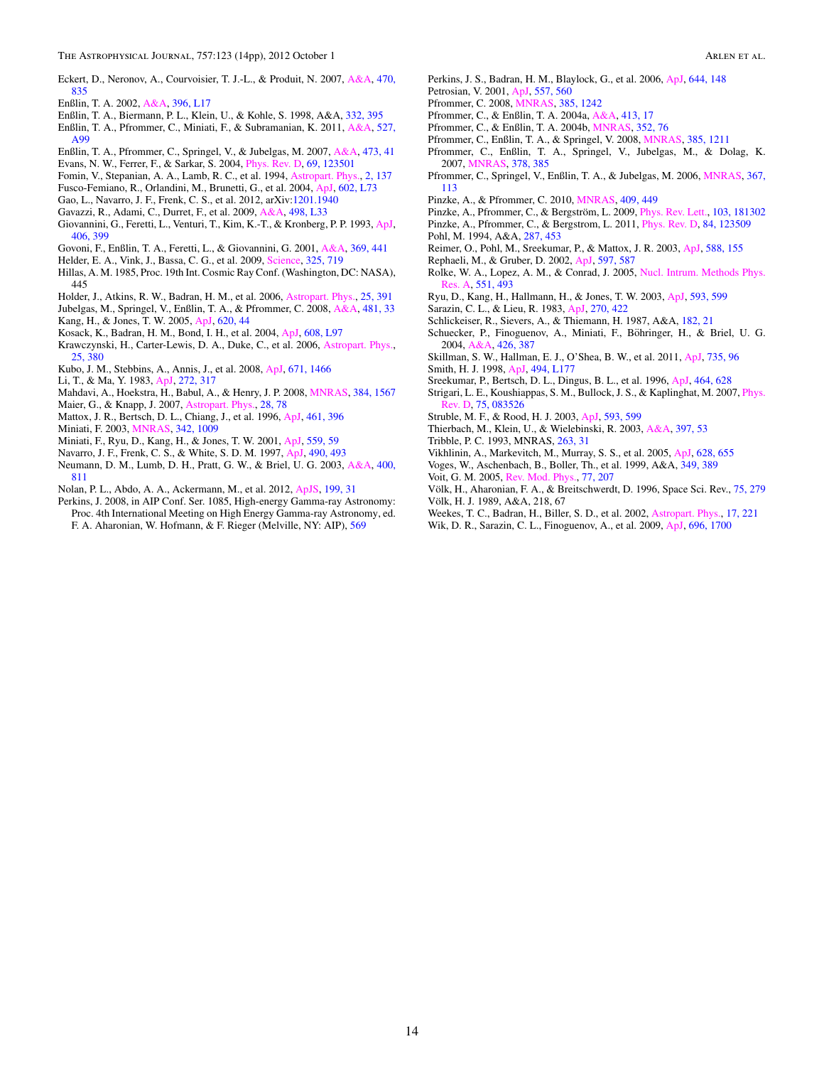Eckert, D., Neronov, A., Courvoisier, T. J.-L., & Produit, N. 2007, A&A, 470, 835

Enßlin, T. A. 2002, A&A, 396, L17

Enßlin, T. A., Biermann, P. L., Klein, U., & Kohle, S. 1998, A&A, 332, 395

Enßlin, T. A., Pfrommer, C., Miniati, F., & Subramanian, K. 2011, A&A, 527, A99

Enßlin, T. A., Pfrommer, C., Springel, V., & Jubelgas, M. 2007, A&A, 473, 41

Evans, N. W., Ferrer, F., & Sarkar, S. 2004, Phys. Rev. D, 69, 123501

Fomin, V., Stepanian, A. A., Lamb, R. C., et al. 1994, Astropart. Phys., 2, 137

Fusco-Femiano, R., Orlandini, M., Brunetti, G., et al. 2004, ApJ, 602, L73

Gao, L., Navarro, J. F., Frenk, C. S., et al. 2012, arXiv:1201.1940

Gavazzi, R., Adami, C., Durret, F., et al. 2009, A&A, 498, L33

Giovannini, G., Feretti, L., Venturi, T., Kim, K.-T., & Kronberg, P. P. 1993, ApJ, 406, 399

Govoni, F., Enßlin, T. A., Feretti, L., & Giovannini, G. 2001, A&A, 369, 441

Helder, E. A., Vink, J., Bassa, C. G., et al. 2009, Science, 325, 719

Hillas, A. M. 1985, Proc. 19th Int. Cosmic Ray Conf. (Washington, DC: NASA), 445

Holder, J., Atkins, R. W., Badran, H. M., et al. 2006, Astropart. Phys., 25, 391

Jubelgas, M., Springel, V., Enßlin, T. A., & Pfrommer, C. 2008, A&A, 481, 33

Kang, H., & Jones, T. W. 2005, ApJ, 620, 44

Kosack, K., Badran, H. M., Bond, I. H., et al. 2004, ApJ, 608, L97

Krawczynski, H., Carter-Lewis, D. A., Duke, C., et al. 2006, Astropart. Phys., 25, 380

Kubo, J. M., Stebbins, A., Annis, J., et al. 2008, ApJ, 671, 1466

Li, T., & Ma, Y. 1983, ApJ, 272, 317

Mahdavi, A., Hoekstra, H., Babul, A., & Henry, J. P. 2008, MNRAS, 384, 1567

Maier, G., & Knapp, J. 2007, Astropart. Phys., 28, 78

Mattox, J. R., Bertsch, D. L., Chiang, J., et al. 1996, ApJ, 461, 396

Miniati, F. 2003, MNRAS, 342, 1009

Miniati, F., Ryu, D., Kang, H., & Jones, T. W. 2001, ApJ, 559, 59

Navarro, J. F., Frenk, C. S., & White, S. D. M. 1997, ApJ, 490, 493

Neumann, D. M., Lumb, D. H., Pratt, G. W., & Briel, U. G. 2003, A&A, 400, 811

Nolan, P. L., Abdo, A. A., Ackermann, M., et al. 2012, ApJS, 199, 31

Perkins, J. 2008, in AIP Conf. Ser. 1085, High-energy Gamma-ray Astronomy: Proc. 4th International Meeting on High Energy Gamma-ray Astronomy, ed. F. A. Aharonian, W. Hofmann, & F. Rieger (Melville, NY: AIP), 569

Perkins, J. S., Badran, H. M., Blaylock, G., et al. 2006, ApJ, 644, 148

Petrosian, V. 2001, ApJ, 557, 560

Pfrommer, C. 2008, MNRAS, 385, 1242

Pfrommer, C., & Enßlin, T. A. 2004a, A&A, 413, 17

Pfrommer, C., & Enßlin, T. A. 2004b, MNRAS, 352, 76

Pfrommer, C., Enßlin, T. A., & Springel, V. 2008, MNRAS, 385, 1211

Pfrommer, C., Enßlin, T. A., Springel, V., Jubelgas, M., & Dolag, K. 2007, MNRAS, 378, 385

Pfrommer, C., Springel, V., Enßlin, T. A., & Jubelgas, M. 2006, MNRAS, 367, 113

Pinzke, A., & Pfrommer, C. 2010, MNRAS, 409, 449

Pinzke, A., Pfrommer, C., & Bergström, L. 2009, Phys. Rev. Lett., 103, 181302

Pinzke, A., Pfrommer, C., & Bergstrom, L. 2011, Phys. Rev. D, 84, 123509

Pohl, M. 1994, A&A, 287, 453

Reimer, O., Pohl, M., Sreekumar, P., & Mattox, J. R. 2003, ApJ, 588, 155

Rephaeli, M., & Gruber, D. 2002, ApJ, 597, 587

Rolke, W. A., Lopez, A. M., & Conrad, J. 2005, Nucl. Intrum. Methods Phys. Res. A, 551, 493

Ryu, D., Kang, H., Hallmann, H., & Jones, T. W. 2003, ApJ, 593, 599

Sarazin, C. L., & Lieu, R. 1983, ApJ, 270, 422

Schlickeiser, R., Sievers, A., & Thiemann, H. 1987, A&A, 182, 21

Schuecker, P., Finoguenov, A., Miniati, F., Böhringer, H., & Briel, U. G. 2004, A&A, 426, 387

Skillman, S. W., Hallman, E. J., O'Shea, B. W., et al. 2011, ApJ, 735, 96

Smith, H. J. 1998, ApJ, 494, L177

Sreekumar, P., Bertsch, D. L., Dingus, B. L., et al. 1996, ApJ, 464, 628

Strigari, L. E., Koushiappas, S. M., Bullock, J. S., & Kaplinghat, M. 2007, Phys. Rev. D, 75, 083526

Struble, M. F., & Rood, H. J. 2003, ApJ, 593, 599

Thierbach, M., Klein, U., & Wielebinski, R. 2003, A&A, 397, 53

Tribble, P. C. 1993, MNRAS, 263, 31

Vikhlinin, A., Markevitch, M., Murray, S. S., et al. 2005, ApJ, 628, 655

Voges, W., Aschenbach, B., Boller, Th., et al. 1999, A&A, 349, 389

Voit, G. M. 2005, Rev. Mod. Phys., 77, 207

Völk, H., Aharonian, F. A., & Breitschwerdt, D. 1996, Space Sci. Rev., 75, 279

Völk, H. J. 1989, A&A, 218, 67

Weekes, T. C., Badran, H., Biller, S. D., et al. 2002, Astropart. Phys., 17, 221

Wik, D. R., Sarazin, C. L., Finoguenov, A., et al. 2009, ApJ, 696, 1700